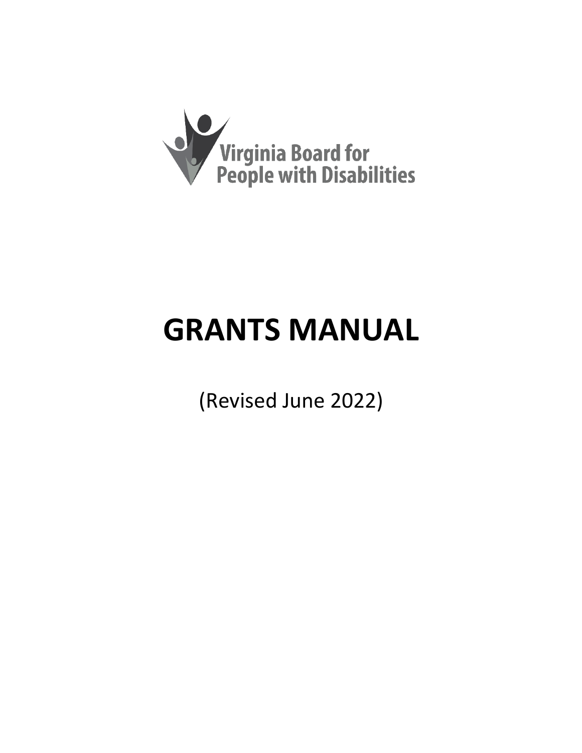Virginia Board for People with Disabilities

# GRANTS MANUAL

(Revised June 2022)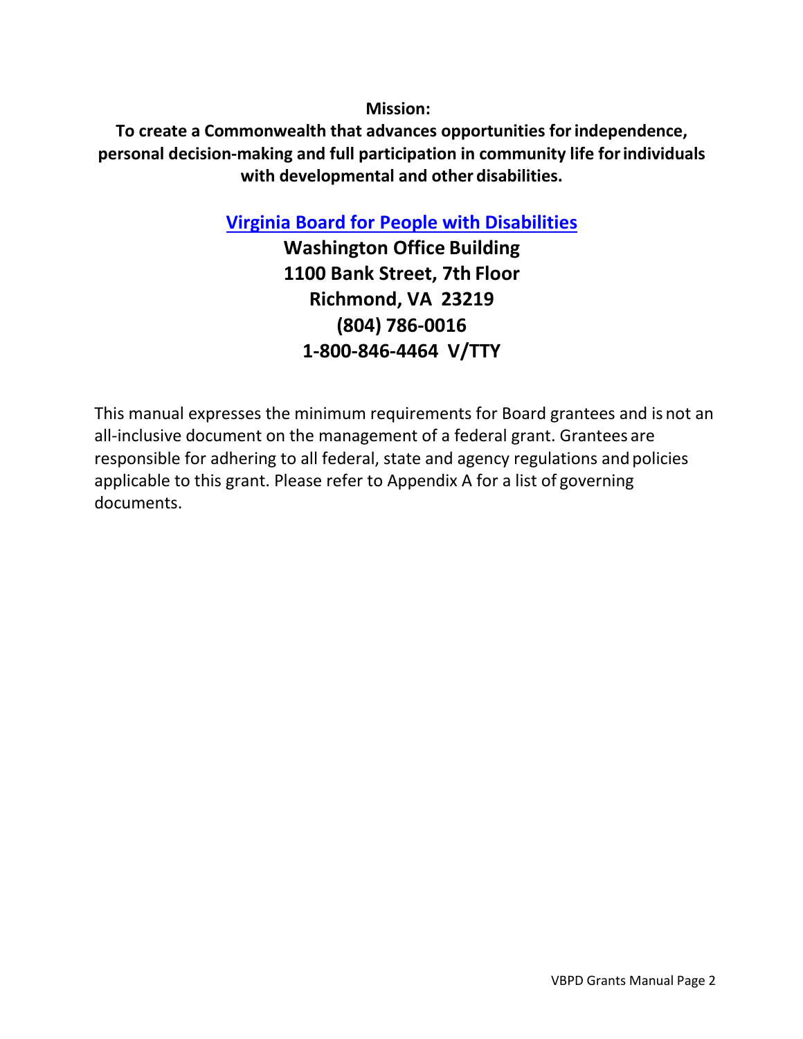**Mission:**

**To create a Commonwealth that advances opportunities for independence, personal decision-making and full participation in community life for individuals with developmental and other disabilities.**

**[Virginia Board for People with Disabilities]**

**Washington Office Building**
**1100 Bank Street, 7th Floor**
**Richmond, VA 23219**
**(804) 786-0016**
**1-800-846-4464 V/TTY**

This manual expresses the minimum requirements for Board grantees and is not an all-inclusive document on the management of a federal grant. Grantees are responsible for adhering to all federal, state and agency regulations and policies applicable to this grant. Please refer to Appendix A for a list of governing documents.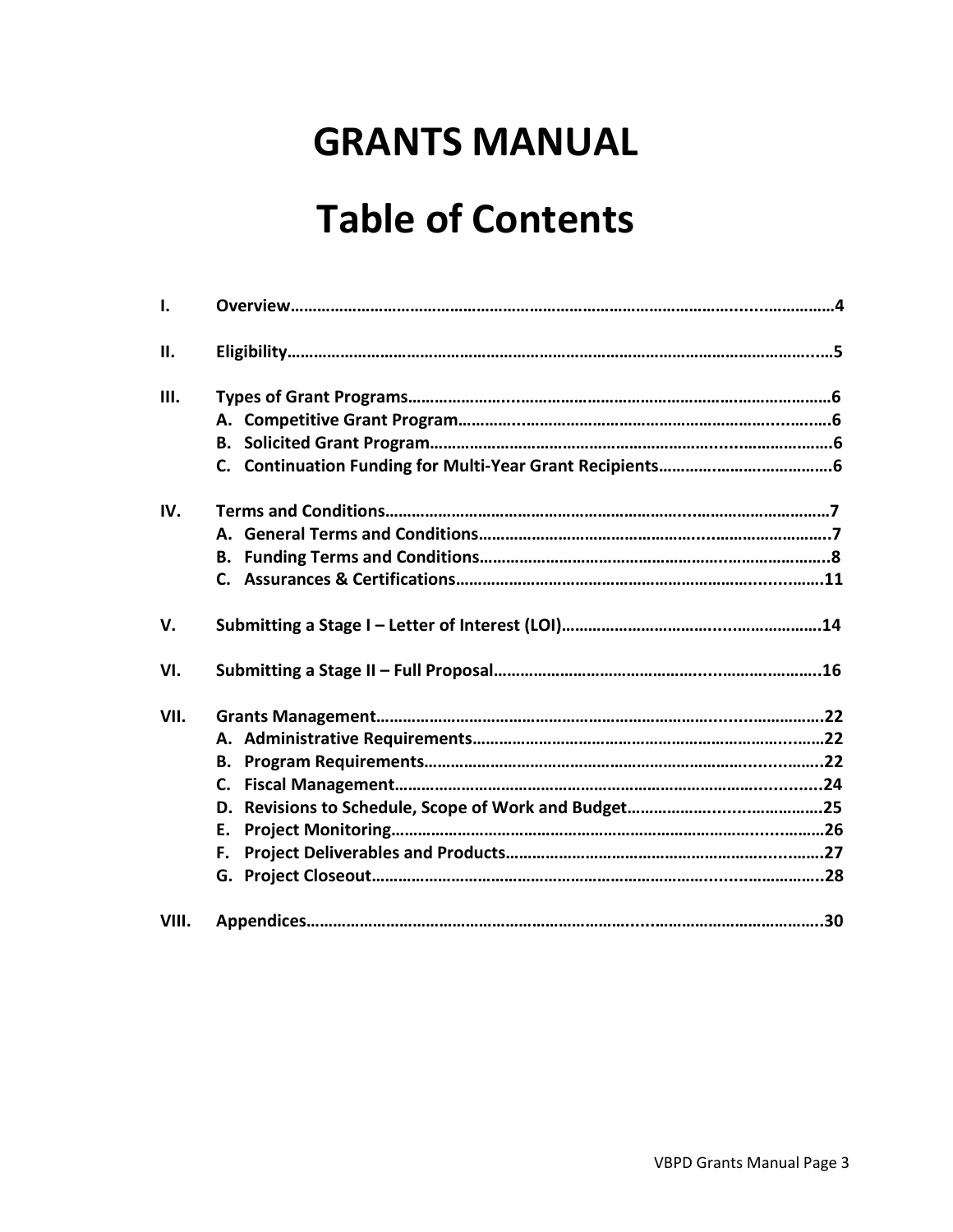# GRANTS MANUAL

# Table of Contents

I. **Overview……………………………………………………………………………………………4**

II. **Eligibility……………………………………………………………………………………………5**

III. **Types of Grant Programs…………………………………………………………………………6**
   - **A. Competitive Grant Program………………………………………………………………6**
   - **B. Solicited Grant Program…………………………………………………………………6**
   - **C. Continuation Funding for Multi-Year Grant Recipients…………………………………6**

IV. **Terms and Conditions……………………………………………………………………………7**
   - **A. General Terms and Conditions……………………………………………………………7**
   - **B. Funding Terms and Conditions……………………………………………………………8**
   - **C. Assurances & Certifications………………………………………………………………11**

V. **Submitting a Stage I – Letter of Interest (LOI)……………………………………………14**

VI. **Submitting a Stage II – Full Proposal…………………………………………………………16**

VII. **Grants Management………………………………………………………………………………22**
   - **A. Administrative Requirements……………………………………………………………22**
   - **B. Program Requirements……………………………………………………………………22**
   - **C. Fiscal Management…………………………………………………………………………24**
   - **D. Revisions to Schedule, Scope of Work and Budget………………………………………25**
   - **E. Project Monitoring…………………………………………………………………………26**
   - **F. Project Deliverables and Products………………………………………………………27**
   - **G. Project Closeout……………………………………………………………………………28**

VIII. **Appendices…………………………………………………………………………………………30**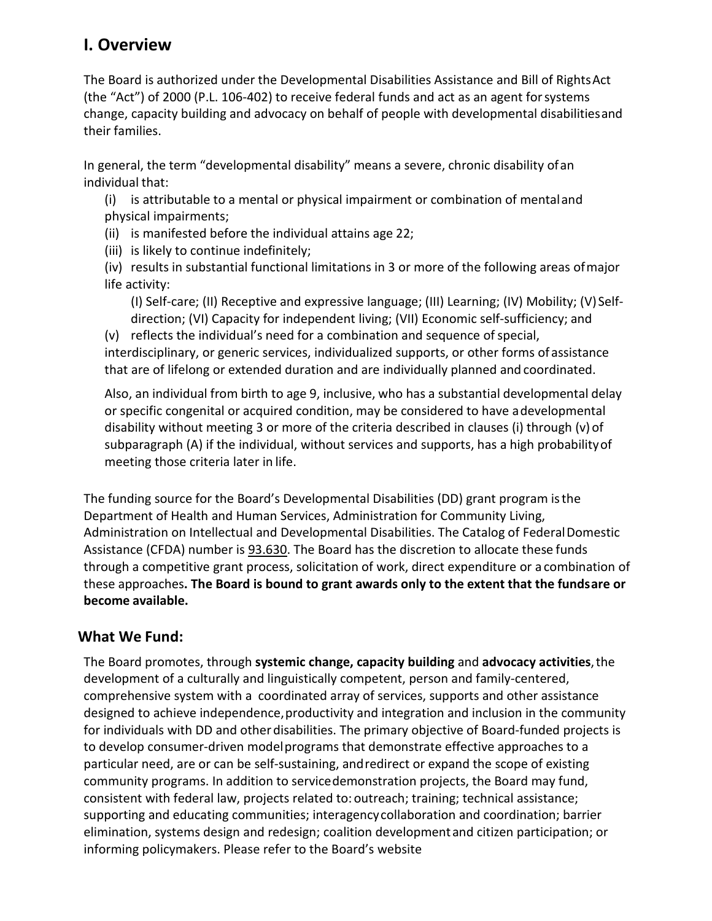## I. Overview

The Board is authorized under the Developmental Disabilities Assistance and Bill of Rights Act (the "Act") of 2000 (P.L. 106-402) to receive federal funds and act as an agent for systems change, capacity building and advocacy on behalf of people with developmental disabilities and their families.

In general, the term "developmental disability" means a severe, chronic disability of an individual that:

(i) is attributable to a mental or physical impairment or combination of mental and physical impairments;

(ii) is manifested before the individual attains age 22;

(iii) is likely to continue indefinitely;

(iv) results in substantial functional limitations in 3 or more of the following areas of major life activity:

(I) Self-care; (II) Receptive and expressive language; (III) Learning; (IV) Mobility; (V) Self-direction; (VI) Capacity for independent living; (VII) Economic self-sufficiency; and

(v) reflects the individual's need for a combination and sequence of special, interdisciplinary, or generic services, individualized supports, or other forms of assistance that are of lifelong or extended duration and are individually planned and coordinated.

Also, an individual from birth to age 9, inclusive, who has a substantial developmental delay or specific congenital or acquired condition, may be considered to have a developmental disability without meeting 3 or more of the criteria described in clauses (i) through (v) of subparagraph (A) if the individual, without services and supports, has a high probability of meeting those criteria later in life.

The funding source for the Board's Developmental Disabilities (DD) grant program is the Department of Health and Human Services, Administration for Community Living, Administration on Intellectual and Developmental Disabilities. The Catalog of Federal Domestic Assistance (CFDA) number is 93.630. The Board has the discretion to allocate these funds through a competitive grant process, solicitation of work, direct expenditure or a combination of these approaches**. The Board is bound to grant awards only to the extent that the funds are or become available.**

### What We Fund:

The Board promotes, through **systemic change, capacity building** and **advocacy activities**, the development of a culturally and linguistically competent, person and family-centered, comprehensive system with a coordinated array of services, supports and other assistance designed to achieve independence, productivity and integration and inclusion in the community for individuals with DD and other disabilities. The primary objective of Board-funded projects is to develop consumer-driven model programs that demonstrate effective approaches to a particular need, are or can be self-sustaining, and redirect or expand the scope of existing community programs. In addition to service demonstration projects, the Board may fund, consistent with federal law, projects related to: outreach; training; technical assistance; supporting and educating communities; interagency collaboration and coordination; barrier elimination, systems design and redesign; coalition development and citizen participation; or informing policymakers. Please refer to the Board's website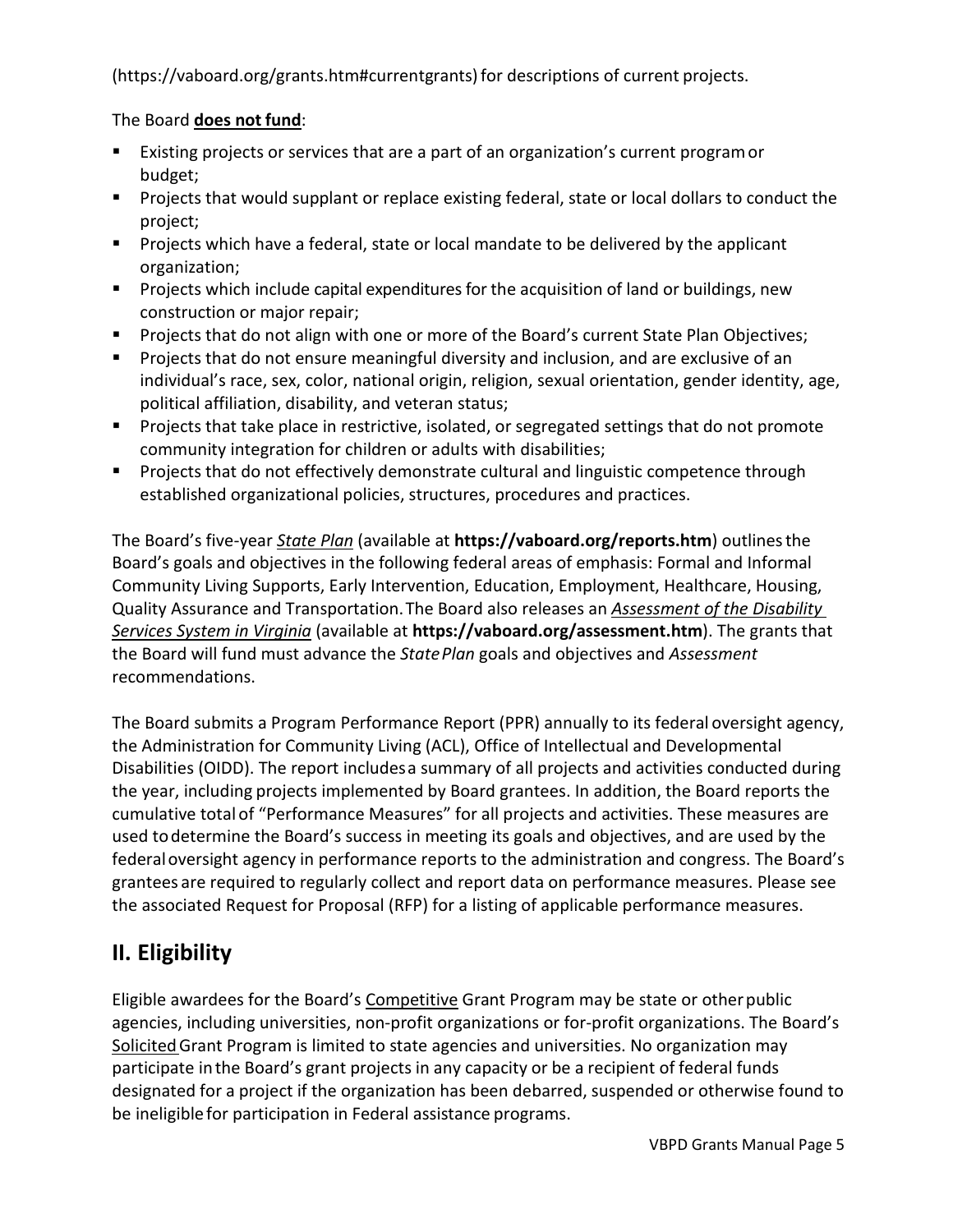(https://vaboard.org/grants.htm#currentgrants) for descriptions of current projects.

The Board **does not fund**:

- Existing projects or services that are a part of an organization's current program or budget;
- Projects that would supplant or replace existing federal, state or local dollars to conduct the project;
- Projects which have a federal, state or local mandate to be delivered by the applicant organization;
- Projects which include capital expenditures for the acquisition of land or buildings, new construction or major repair;
- Projects that do not align with one or more of the Board's current State Plan Objectives;
- Projects that do not ensure meaningful diversity and inclusion, and are exclusive of an individual's race, sex, color, national origin, religion, sexual orientation, gender identity, age, political affiliation, disability, and veteran status;
- Projects that take place in restrictive, isolated, or segregated settings that do not promote community integration for children or adults with disabilities;
- Projects that do not effectively demonstrate cultural and linguistic competence through established organizational policies, structures, procedures and practices.

The Board's five-year *State Plan* (available at **https://vaboard.org/reports.htm**) outlines the Board's goals and objectives in the following federal areas of emphasis: Formal and Informal Community Living Supports, Early Intervention, Education, Employment, Healthcare, Housing, Quality Assurance and Transportation. The Board also releases an *Assessment of the Disability Services System in Virginia* (available at **https://vaboard.org/assessment.htm**). The grants that the Board will fund must advance the *State Plan* goals and objectives and *Assessment* recommendations.

The Board submits a Program Performance Report (PPR) annually to its federal oversight agency, the Administration for Community Living (ACL), Office of Intellectual and Developmental Disabilities (OIDD). The report includes a summary of all projects and activities conducted during the year, including projects implemented by Board grantees. In addition, the Board reports the cumulative total of "Performance Measures" for all projects and activities. These measures are used to determine the Board's success in meeting its goals and objectives, and are used by the federal oversight agency in performance reports to the administration and congress. The Board's grantees are required to regularly collect and report data on performance measures. Please see the associated Request for Proposal (RFP) for a listing of applicable performance measures.

## II. Eligibility

Eligible awardees for the Board's Competitive Grant Program may be state or other public agencies, including universities, non-profit organizations or for-profit organizations. The Board's Solicited Grant Program is limited to state agencies and universities. No organization may participate in the Board's grant projects in any capacity or be a recipient of federal funds designated for a project if the organization has been debarred, suspended or otherwise found to be ineligible for participation in Federal assistance programs.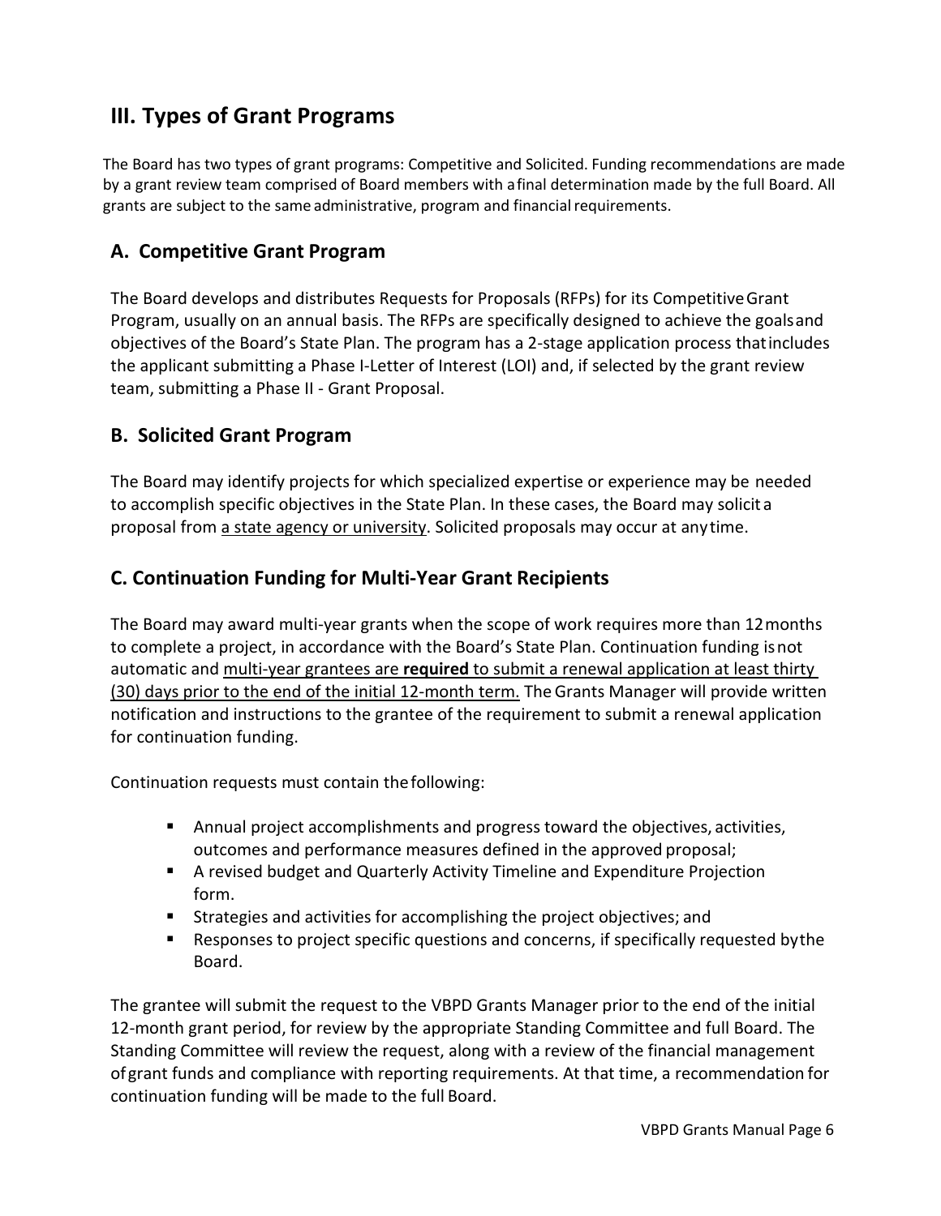# III. Types of Grant Programs

The Board has two types of grant programs: Competitive and Solicited. Funding recommendations are made by a grant review team comprised of Board members with a final determination made by the full Board. All grants are subject to the same administrative, program and financial requirements.

## A. Competitive Grant Program

The Board develops and distributes Requests for Proposals (RFPs) for its Competitive Grant Program, usually on an annual basis. The RFPs are specifically designed to achieve the goals and objectives of the Board's State Plan. The program has a 2-stage application process that includes the applicant submitting a Phase I-Letter of Interest (LOI) and, if selected by the grant review team, submitting a Phase II - Grant Proposal.

## B. Solicited Grant Program

The Board may identify projects for which specialized expertise or experience may be needed to accomplish specific objectives in the State Plan. In these cases, the Board may solicit a proposal from <u>a state agency or university</u>. Solicited proposals may occur at any time.

## C. Continuation Funding for Multi-Year Grant Recipients

The Board may award multi-year grants when the scope of work requires more than 12 months to complete a project, in accordance with the Board's State Plan. Continuation funding is not automatic and <u>multi-year grantees are **required** to submit a renewal application at least thirty (30) days prior to the end of the initial 12-month term.</u> The Grants Manager will provide written notification and instructions to the grantee of the requirement to submit a renewal application for continuation funding.

Continuation requests must contain the following:

- Annual project accomplishments and progress toward the objectives, activities, outcomes and performance measures defined in the approved proposal;
- A revised budget and Quarterly Activity Timeline and Expenditure Projection form.
- Strategies and activities for accomplishing the project objectives; and
- Responses to project specific questions and concerns, if specifically requested by the Board.

The grantee will submit the request to the VBPD Grants Manager prior to the end of the initial 12-month grant period, for review by the appropriate Standing Committee and full Board. The Standing Committee will review the request, along with a review of the financial management of grant funds and compliance with reporting requirements. At that time, a recommendation for continuation funding will be made to the full Board.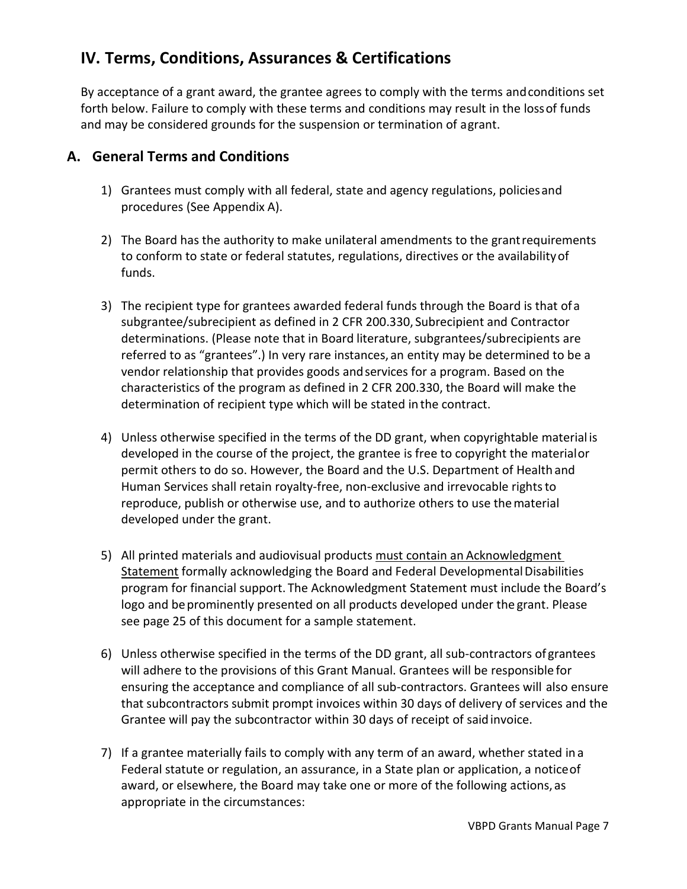## IV. Terms, Conditions, Assurances & Certifications

By acceptance of a grant award, the grantee agrees to comply with the terms and conditions set forth below. Failure to comply with these terms and conditions may result in the loss of funds and may be considered grounds for the suspension or termination of a grant.

### A. General Terms and Conditions

1) Grantees must comply with all federal, state and agency regulations, policies and procedures (See Appendix A).

2) The Board has the authority to make unilateral amendments to the grant requirements to conform to state or federal statutes, regulations, directives or the availability of funds.

3) The recipient type for grantees awarded federal funds through the Board is that of a subgrantee/subrecipient as defined in 2 CFR 200.330, Subrecipient and Contractor determinations. (Please note that in Board literature, subgrantees/subrecipients are referred to as "grantees".) In very rare instances, an entity may be determined to be a vendor relationship that provides goods and services for a program. Based on the characteristics of the program as defined in 2 CFR 200.330, the Board will make the determination of recipient type which will be stated in the contract.

4) Unless otherwise specified in the terms of the DD grant, when copyrightable material is developed in the course of the project, the grantee is free to copyright the material or permit others to do so. However, the Board and the U.S. Department of Health and Human Services shall retain royalty-free, non-exclusive and irrevocable rights to reproduce, publish or otherwise use, and to authorize others to use the material developed under the grant.

5) All printed materials and audiovisual products must contain an Acknowledgment Statement formally acknowledging the Board and Federal Developmental Disabilities program for financial support. The Acknowledgment Statement must include the Board's logo and be prominently presented on all products developed under the grant. Please see page 25 of this document for a sample statement.

6) Unless otherwise specified in the terms of the DD grant, all sub-contractors of grantees will adhere to the provisions of this Grant Manual. Grantees will be responsible for ensuring the acceptance and compliance of all sub-contractors. Grantees will also ensure that subcontractors submit prompt invoices within 30 days of delivery of services and the Grantee will pay the subcontractor within 30 days of receipt of said invoice.

7) If a grantee materially fails to comply with any term of an award, whether stated in a Federal statute or regulation, an assurance, in a State plan or application, a notice of award, or elsewhere, the Board may take one or more of the following actions, as appropriate in the circumstances: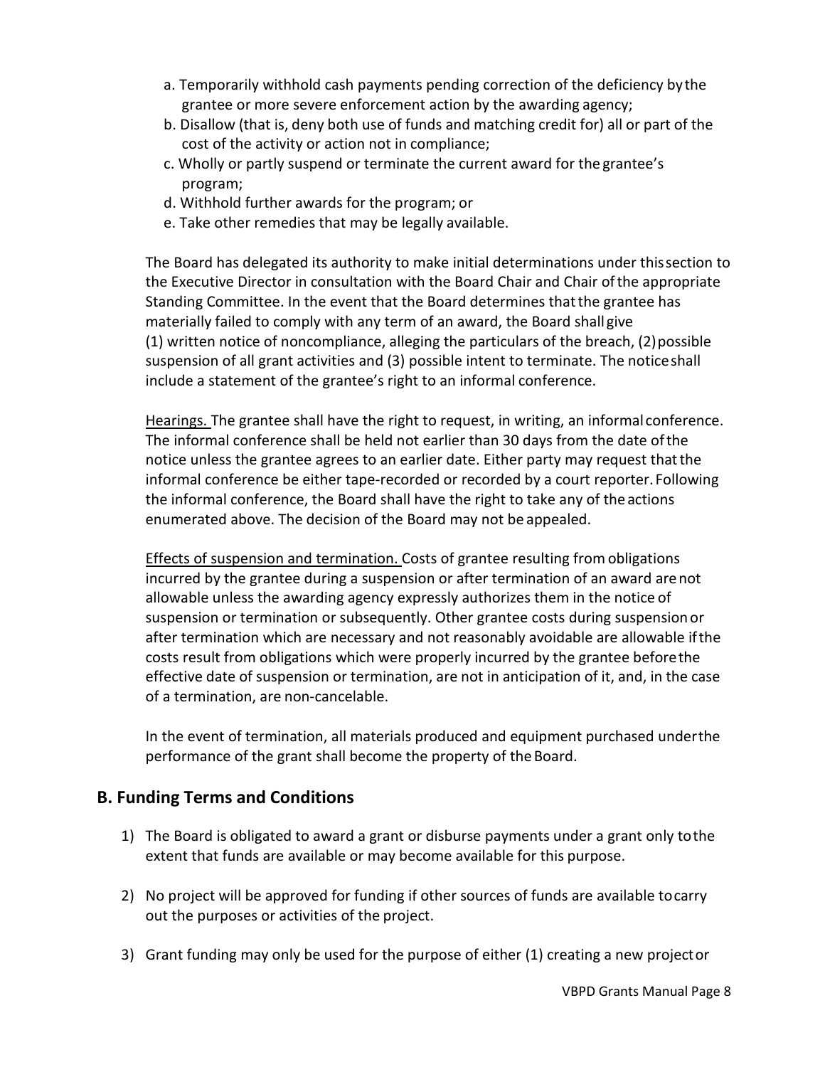a. Temporarily withhold cash payments pending correction of the deficiency by the grantee or more severe enforcement action by the awarding agency;
b. Disallow (that is, deny both use of funds and matching credit for) all or part of the cost of the activity or action not in compliance;
c. Wholly or partly suspend or terminate the current award for the grantee's program;
d. Withhold further awards for the program; or
e. Take other remedies that may be legally available.

The Board has delegated its authority to make initial determinations under this section to the Executive Director in consultation with the Board Chair and Chair of the appropriate Standing Committee. In the event that the Board determines that the grantee has materially failed to comply with any term of an award, the Board shall give (1) written notice of noncompliance, alleging the particulars of the breach, (2) possible suspension of all grant activities and (3) possible intent to terminate. The notice shall include a statement of the grantee's right to an informal conference.

Hearings. The grantee shall have the right to request, in writing, an informal conference. The informal conference shall be held not earlier than 30 days from the date of the notice unless the grantee agrees to an earlier date. Either party may request that the informal conference be either tape-recorded or recorded by a court reporter. Following the informal conference, the Board shall have the right to take any of the actions enumerated above. The decision of the Board may not be appealed.

Effects of suspension and termination. Costs of grantee resulting from obligations incurred by the grantee during a suspension or after termination of an award are not allowable unless the awarding agency expressly authorizes them in the notice of suspension or termination or subsequently. Other grantee costs during suspension or after termination which are necessary and not reasonably avoidable are allowable if the costs result from obligations which were properly incurred by the grantee before the effective date of suspension or termination, are not in anticipation of it, and, in the case of a termination, are non-cancelable.

In the event of termination, all materials produced and equipment purchased under the performance of the grant shall become the property of the Board.

## B. Funding Terms and Conditions

1) The Board is obligated to award a grant or disburse payments under a grant only to the extent that funds are available or may become available for this purpose.

2) No project will be approved for funding if other sources of funds are available to carry out the purposes or activities of the project.

3) Grant funding may only be used for the purpose of either (1) creating a new project or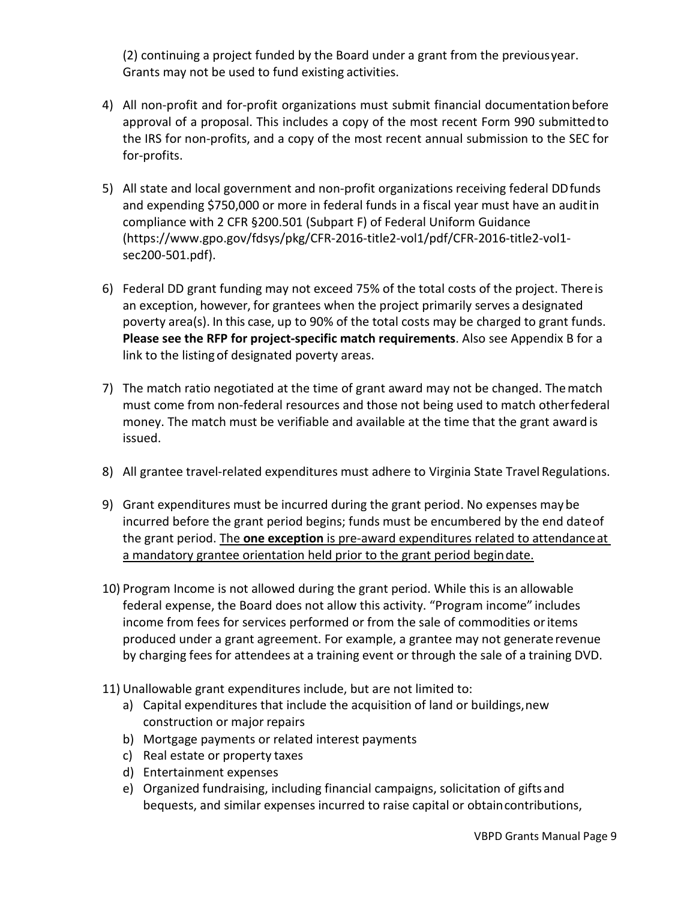(2) continuing a project funded by the Board under a grant from the previous year. Grants may not be used to fund existing activities.

4) All non-profit and for-profit organizations must submit financial documentation before approval of a proposal. This includes a copy of the most recent Form 990 submitted to the IRS for non-profits, and a copy of the most recent annual submission to the SEC for for-profits.

5) All state and local government and non-profit organizations receiving federal DD funds and expending $750,000 or more in federal funds in a fiscal year must have an audit in compliance with 2 CFR §200.501 (Subpart F) of Federal Uniform Guidance (https://www.gpo.gov/fdsys/pkg/CFR-2016-title2-vol1/pdf/CFR-2016-title2-vol1-sec200-501.pdf).

6) Federal DD grant funding may not exceed 75% of the total costs of the project. There is an exception, however, for grantees when the project primarily serves a designated poverty area(s). In this case, up to 90% of the total costs may be charged to grant funds. **Please see the RFP for project-specific match requirements**. Also see Appendix B for a link to the listing of designated poverty areas.

7) The match ratio negotiated at the time of grant award may not be changed. The match must come from non-federal resources and those not being used to match other federal money. The match must be verifiable and available at the time that the grant award is issued.

8) All grantee travel-related expenditures must adhere to Virginia State Travel Regulations.

9) Grant expenditures must be incurred during the grant period. No expenses may be incurred before the grant period begins; funds must be encumbered by the end date of the grant period. The **one exception** is pre-award expenditures related to attendance at a mandatory grantee orientation held prior to the grant period begin date.

10) Program Income is not allowed during the grant period. While this is an allowable federal expense, the Board does not allow this activity. "Program income" includes income from fees for services performed or from the sale of commodities or items produced under a grant agreement. For example, a grantee may not generate revenue by charging fees for attendees at a training event or through the sale of a training DVD.

11) Unallowable grant expenditures include, but are not limited to:
    a) Capital expenditures that include the acquisition of land or buildings, new construction or major repairs
    b) Mortgage payments or related interest payments
    c) Real estate or property taxes
    d) Entertainment expenses
    e) Organized fundraising, including financial campaigns, solicitation of gifts and bequests, and similar expenses incurred to raise capital or obtain contributions,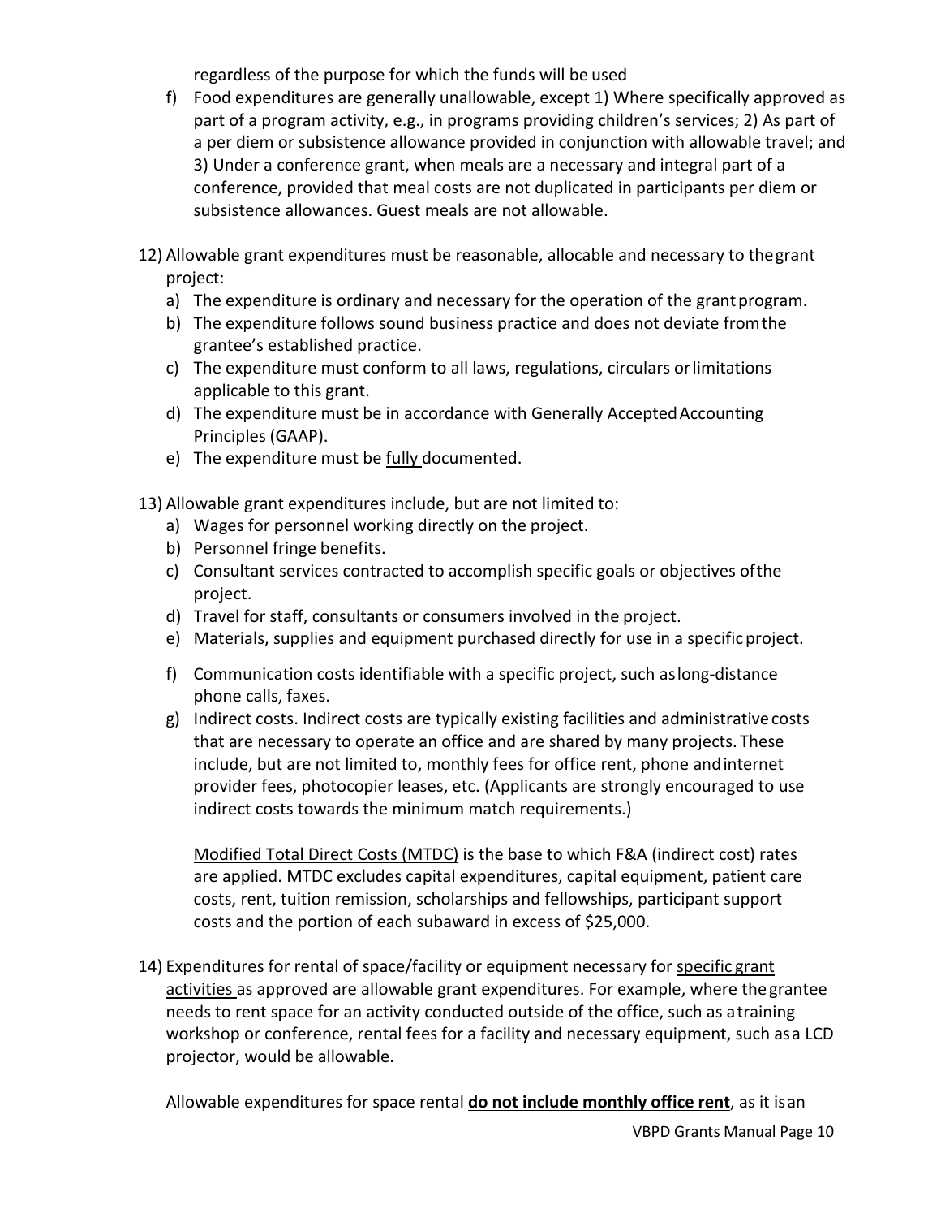regardless of the purpose for which the funds will be used

f) Food expenditures are generally unallowable, except 1) Where specifically approved as part of a program activity, e.g., in programs providing children's services; 2) As part of a per diem or subsistence allowance provided in conjunction with allowable travel; and 3) Under a conference grant, when meals are a necessary and integral part of a conference, provided that meal costs are not duplicated in participants per diem or subsistence allowances. Guest meals are not allowable.

12) Allowable grant expenditures must be reasonable, allocable and necessary to the grant project:
   a) The expenditure is ordinary and necessary for the operation of the grant program.
   b) The expenditure follows sound business practice and does not deviate from the grantee's established practice.
   c) The expenditure must conform to all laws, regulations, circulars or limitations applicable to this grant.
   d) The expenditure must be in accordance with Generally Accepted Accounting Principles (GAAP).
   e) The expenditure must be <u>fully</u> documented.

13) Allowable grant expenditures include, but are not limited to:
   a) Wages for personnel working directly on the project.
   b) Personnel fringe benefits.
   c) Consultant services contracted to accomplish specific goals or objectives of the project.
   d) Travel for staff, consultants or consumers involved in the project.
   e) Materials, supplies and equipment purchased directly for use in a specific project.
   f) Communication costs identifiable with a specific project, such as long-distance phone calls, faxes.
   g) Indirect costs. Indirect costs are typically existing facilities and administrative costs that are necessary to operate an office and are shared by many projects. These include, but are not limited to, monthly fees for office rent, phone and internet provider fees, photocopier leases, etc. (Applicants are strongly encouraged to use indirect costs towards the minimum match requirements.)

   <u>Modified Total Direct Costs (MTDC)</u> is the base to which F&A (indirect cost) rates are applied. MTDC excludes capital expenditures, capital equipment, patient care costs, rent, tuition remission, scholarships and fellowships, participant support costs and the portion of each subaward in excess of $25,000.

14) Expenditures for rental of space/facility or equipment necessary for <u>specific grant activities</u> as approved are allowable grant expenditures. For example, where the grantee needs to rent space for an activity conducted outside of the office, such as a training workshop or conference, rental fees for a facility and necessary equipment, such as a LCD projector, would be allowable.

   Allowable expenditures for space rental **<u>do not include monthly office rent</u>**, as it is an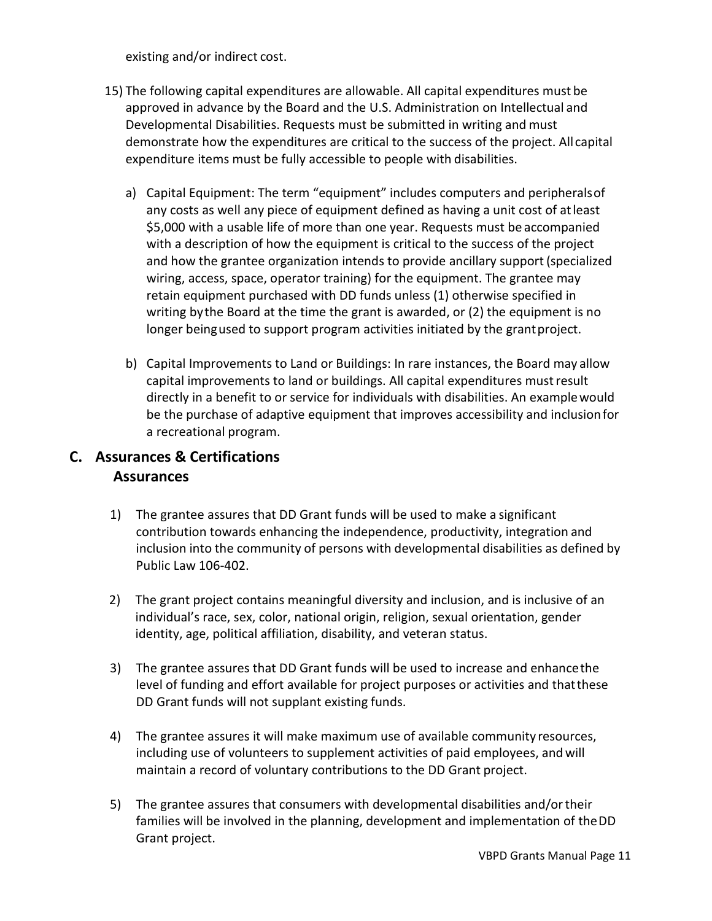existing and/or indirect cost.

15) The following capital expenditures are allowable. All capital expenditures must be approved in advance by the Board and the U.S. Administration on Intellectual and Developmental Disabilities. Requests must be submitted in writing and must demonstrate how the expenditures are critical to the success of the project. All capital expenditure items must be fully accessible to people with disabilities.

    a) Capital Equipment: The term "equipment" includes computers and peripherals of any costs as well any piece of equipment defined as having a unit cost of at least $5,000 with a usable life of more than one year. Requests must be accompanied with a description of how the equipment is critical to the success of the project and how the grantee organization intends to provide ancillary support (specialized wiring, access, space, operator training) for the equipment. The grantee may retain equipment purchased with DD funds unless (1) otherwise specified in writing by the Board at the time the grant is awarded, or (2) the equipment is no longer being used to support program activities initiated by the grant project.

    b) Capital Improvements to Land or Buildings: In rare instances, the Board may allow capital improvements to land or buildings. All capital expenditures must result directly in a benefit to or service for individuals with disabilities. An example would be the purchase of adaptive equipment that improves accessibility and inclusion for a recreational program.

## C. Assurances & Certifications

### Assurances

1) The grantee assures that DD Grant funds will be used to make a significant contribution towards enhancing the independence, productivity, integration and inclusion into the community of persons with developmental disabilities as defined by Public Law 106-402.

2) The grant project contains meaningful diversity and inclusion, and is inclusive of an individual's race, sex, color, national origin, religion, sexual orientation, gender identity, age, political affiliation, disability, and veteran status.

3) The grantee assures that DD Grant funds will be used to increase and enhance the level of funding and effort available for project purposes or activities and that these DD Grant funds will not supplant existing funds.

4) The grantee assures it will make maximum use of available community resources, including use of volunteers to supplement activities of paid employees, and will maintain a record of voluntary contributions to the DD Grant project.

5) The grantee assures that consumers with developmental disabilities and/or their families will be involved in the planning, development and implementation of the DD Grant project.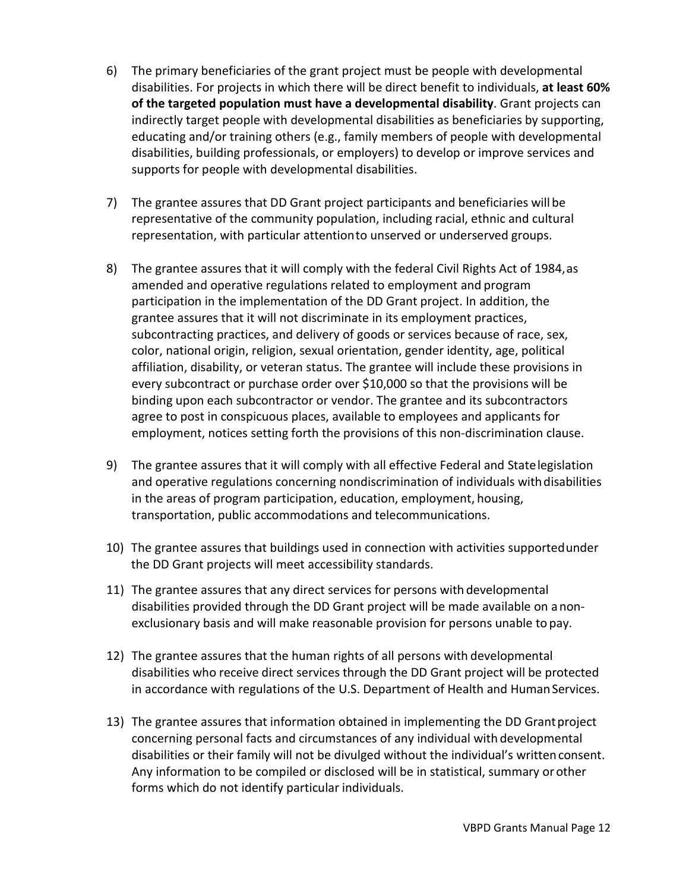6) The primary beneficiaries of the grant project must be people with developmental disabilities. For projects in which there will be direct benefit to individuals, **at least 60% of the targeted population must have a developmental disability**. Grant projects can indirectly target people with developmental disabilities as beneficiaries by supporting, educating and/or training others (e.g., family members of people with developmental disabilities, building professionals, or employers) to develop or improve services and supports for people with developmental disabilities.

7) The grantee assures that DD Grant project participants and beneficiaries will be representative of the community population, including racial, ethnic and cultural representation, with particular attention to unserved or underserved groups.

8) The grantee assures that it will comply with the federal Civil Rights Act of 1984, as amended and operative regulations related to employment and program participation in the implementation of the DD Grant project. In addition, the grantee assures that it will not discriminate in its employment practices, subcontracting practices, and delivery of goods or services because of race, sex, color, national origin, religion, sexual orientation, gender identity, age, political affiliation, disability, or veteran status. The grantee will include these provisions in every subcontract or purchase order over $10,000 so that the provisions will be binding upon each subcontractor or vendor. The grantee and its subcontractors agree to post in conspicuous places, available to employees and applicants for employment, notices setting forth the provisions of this non-discrimination clause.

9) The grantee assures that it will comply with all effective Federal and State legislation and operative regulations concerning nondiscrimination of individuals with disabilities in the areas of program participation, education, employment, housing, transportation, public accommodations and telecommunications.

10) The grantee assures that buildings used in connection with activities supported under the DD Grant projects will meet accessibility standards.

11) The grantee assures that any direct services for persons with developmental disabilities provided through the DD Grant project will be made available on a non-exclusionary basis and will make reasonable provision for persons unable to pay.

12) The grantee assures that the human rights of all persons with developmental disabilities who receive direct services through the DD Grant project will be protected in accordance with regulations of the U.S. Department of Health and Human Services.

13) The grantee assures that information obtained in implementing the DD Grant project concerning personal facts and circumstances of any individual with developmental disabilities or their family will not be divulged without the individual's written consent. Any information to be compiled or disclosed will be in statistical, summary or other forms which do not identify particular individuals.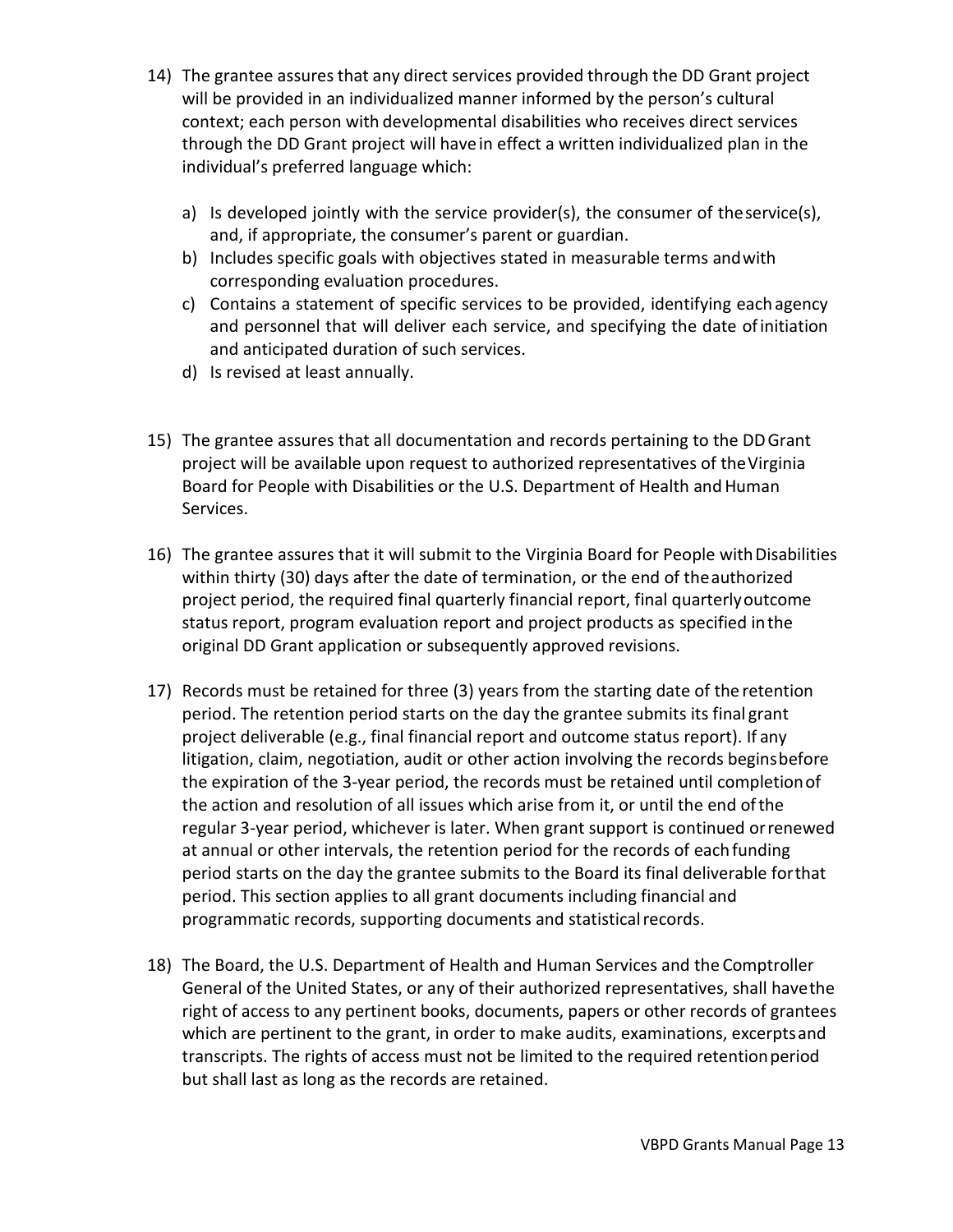14) The grantee assures that any direct services provided through the DD Grant project will be provided in an individualized manner informed by the person's cultural context; each person with developmental disabilities who receives direct services through the DD Grant project will have in effect a written individualized plan in the individual's preferred language which:

    a) Is developed jointly with the service provider(s), the consumer of the service(s), and, if appropriate, the consumer's parent or guardian.
    b) Includes specific goals with objectives stated in measurable terms and with corresponding evaluation procedures.
    c) Contains a statement of specific services to be provided, identifying each agency and personnel that will deliver each service, and specifying the date of initiation and anticipated duration of such services.
    d) Is revised at least annually.

15) The grantee assures that all documentation and records pertaining to the DD Grant project will be available upon request to authorized representatives of the Virginia Board for People with Disabilities or the U.S. Department of Health and Human Services.

16) The grantee assures that it will submit to the Virginia Board for People with Disabilities within thirty (30) days after the date of termination, or the end of the authorized project period, the required final quarterly financial report, final quarterly outcome status report, program evaluation report and project products as specified in the original DD Grant application or subsequently approved revisions.

17) Records must be retained for three (3) years from the starting date of the retention period. The retention period starts on the day the grantee submits its final grant project deliverable (e.g., final financial report and outcome status report). If any litigation, claim, negotiation, audit or other action involving the records begins before the expiration of the 3-year period, the records must be retained until completion of the action and resolution of all issues which arise from it, or until the end of the regular 3-year period, whichever is later. When grant support is continued or renewed at annual or other intervals, the retention period for the records of each funding period starts on the day the grantee submits to the Board its final deliverable for that period. This section applies to all grant documents including financial and programmatic records, supporting documents and statistical records.

18) The Board, the U.S. Department of Health and Human Services and the Comptroller General of the United States, or any of their authorized representatives, shall have the right of access to any pertinent books, documents, papers or other records of grantees which are pertinent to the grant, in order to make audits, examinations, excerpts and transcripts. The rights of access must not be limited to the required retention period but shall last as long as the records are retained.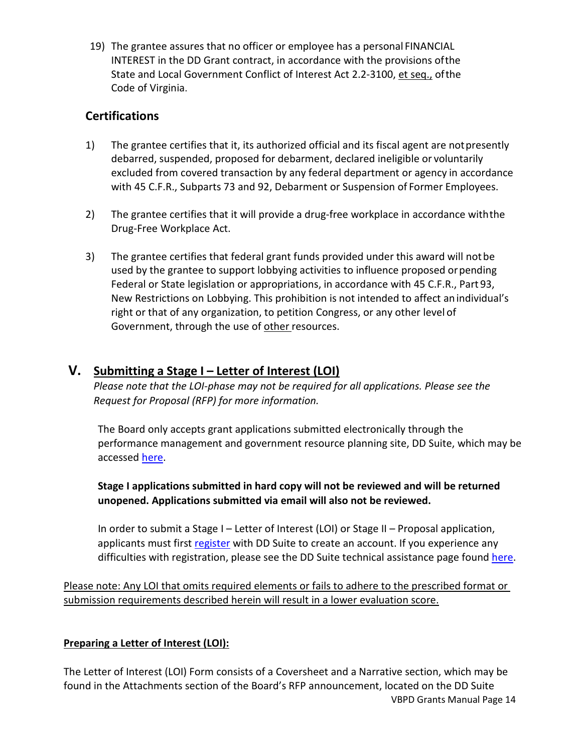19) The grantee assures that no officer or employee has a personal FINANCIAL INTEREST in the DD Grant contract, in accordance with the provisions of the State and Local Government Conflict of Interest Act 2.2-3100, <u>et seq.,</u> of the Code of Virginia.

## Certifications

1) The grantee certifies that it, its authorized official and its fiscal agent are not presently debarred, suspended, proposed for debarment, declared ineligible or voluntarily excluded from covered transaction by any federal department or agency in accordance with 45 C.F.R., Subparts 73 and 92, Debarment or Suspension of Former Employees.

2) The grantee certifies that it will provide a drug-free workplace in accordance with the Drug-Free Workplace Act.

3) The grantee certifies that federal grant funds provided under this award will not be used by the grantee to support lobbying activities to influence proposed or pending Federal or State legislation or appropriations, in accordance with 45 C.F.R., Part 93, New Restrictions on Lobbying. This prohibition is not intended to affect an individual's right or that of any organization, to petition Congress, or any other level of Government, through the use of <u>other</u> resources.

# V. <u>Submitting a Stage I – Letter of Interest (LOI)</u>

*Please note that the LOI-phase may not be required for all applications. Please see the Request for Proposal (RFP) for more information.*

The Board only accepts grant applications submitted electronically through the performance management and government resource planning site, DD Suite, which may be accessed here.

**Stage I applications submitted in hard copy will not be reviewed and will be returned unopened. Applications submitted via email will also not be reviewed.**

In order to submit a Stage I – Letter of Interest (LOI) or Stage II – Proposal application, applicants must first register with DD Suite to create an account. If you experience any difficulties with registration, please see the DD Suite technical assistance page found here.

<u>Please note: Any LOI that omits required elements or fails to adhere to the prescribed format or submission requirements described herein will result in a lower evaluation score.</u>

**<u>Preparing a Letter of Interest (LOI):</u>**

The Letter of Interest (LOI) Form consists of a Coversheet and a Narrative section, which may be found in the Attachments section of the Board's RFP announcement, located on the DD Suite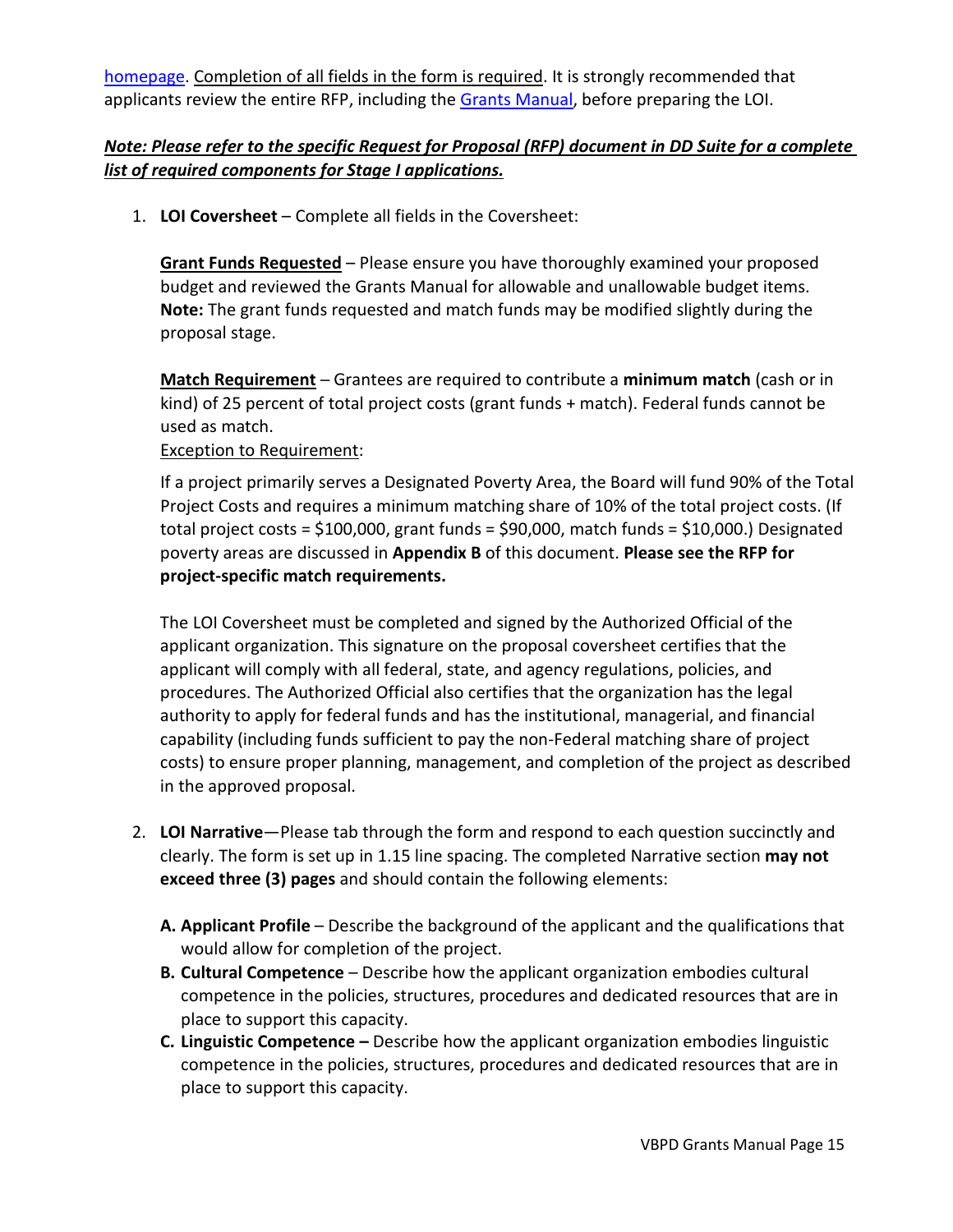homepage. Completion of all fields in the form is required. It is strongly recommended that applicants review the entire RFP, including the Grants Manual, before preparing the LOI.

***Note: Please refer to the specific Request for Proposal (RFP) document in DD Suite for a complete list of required components for Stage I applications.***

1. **LOI Coversheet** – Complete all fields in the Coversheet:

   **Grant Funds Requested** – Please ensure you have thoroughly examined your proposed budget and reviewed the Grants Manual for allowable and unallowable budget items. **Note:** The grant funds requested and match funds may be modified slightly during the proposal stage.

   **Match Requirement** – Grantees are required to contribute a **minimum match** (cash or in kind) of 25 percent of total project costs (grant funds + match). Federal funds cannot be used as match.

   Exception to Requirement:

   If a project primarily serves a Designated Poverty Area, the Board will fund 90% of the Total Project Costs and requires a minimum matching share of 10% of the total project costs. (If total project costs = $100,000, grant funds = $90,000, match funds = $10,000.) Designated poverty areas are discussed in **Appendix B** of this document. **Please see the RFP for project-specific match requirements.**

   The LOI Coversheet must be completed and signed by the Authorized Official of the applicant organization. This signature on the proposal coversheet certifies that the applicant will comply with all federal, state, and agency regulations, policies, and procedures. The Authorized Official also certifies that the organization has the legal authority to apply for federal funds and has the institutional, managerial, and financial capability (including funds sufficient to pay the non-Federal matching share of project costs) to ensure proper planning, management, and completion of the project as described in the approved proposal.

2. **LOI Narrative**—Please tab through the form and respond to each question succinctly and clearly. The form is set up in 1.15 line spacing. The completed Narrative section **may not exceed three (3) pages** and should contain the following elements:

   **A. Applicant Profile** – Describe the background of the applicant and the qualifications that would allow for completion of the project.

   **B. Cultural Competence** – Describe how the applicant organization embodies cultural competence in the policies, structures, procedures and dedicated resources that are in place to support this capacity.

   **C. Linguistic Competence –** Describe how the applicant organization embodies linguistic competence in the policies, structures, procedures and dedicated resources that are in place to support this capacity.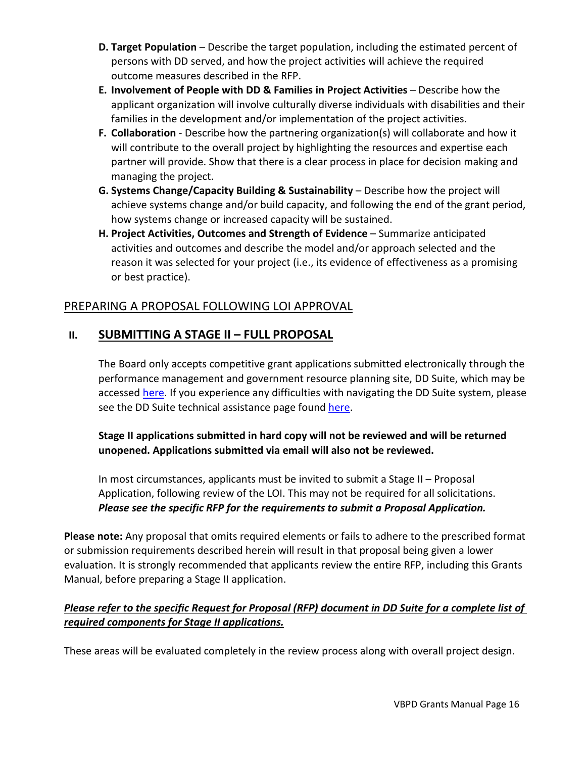- **D. Target Population** – Describe the target population, including the estimated percent of persons with DD served, and how the project activities will achieve the required outcome measures described in the RFP.
- **E. Involvement of People with DD & Families in Project Activities** – Describe how the applicant organization will involve culturally diverse individuals with disabilities and their families in the development and/or implementation of the project activities.
- **F. Collaboration** - Describe how the partnering organization(s) will collaborate and how it will contribute to the overall project by highlighting the resources and expertise each partner will provide. Show that there is a clear process in place for decision making and managing the project.
- **G. Systems Change/Capacity Building & Sustainability** – Describe how the project will achieve systems change and/or build capacity, and following the end of the grant period, how systems change or increased capacity will be sustained.
- **H. Project Activities, Outcomes and Strength of Evidence** – Summarize anticipated activities and outcomes and describe the model and/or approach selected and the reason it was selected for your project (i.e., its evidence of effectiveness as a promising or best practice).

## PREPARING A PROPOSAL FOLLOWING LOI APPROVAL

## II. SUBMITTING A STAGE II – FULL PROPOSAL

The Board only accepts competitive grant applications submitted electronically through the performance management and government resource planning site, DD Suite, which may be accessed here. If you experience any difficulties with navigating the DD Suite system, please see the DD Suite technical assistance page found here.

**Stage II applications submitted in hard copy will not be reviewed and will be returned unopened. Applications submitted via email will also not be reviewed.**

In most circumstances, applicants must be invited to submit a Stage II – Proposal Application, following review of the LOI. This may not be required for all solicitations. ***Please see the specific RFP for the requirements to submit a Proposal Application.***

**Please note:** Any proposal that omits required elements or fails to adhere to the prescribed format or submission requirements described herein will result in that proposal being given a lower evaluation. It is strongly recommended that applicants review the entire RFP, including this Grants Manual, before preparing a Stage II application.

***Please refer to the specific Request for Proposal (RFP) document in DD Suite for a complete list of required components for Stage II applications.***

These areas will be evaluated completely in the review process along with overall project design.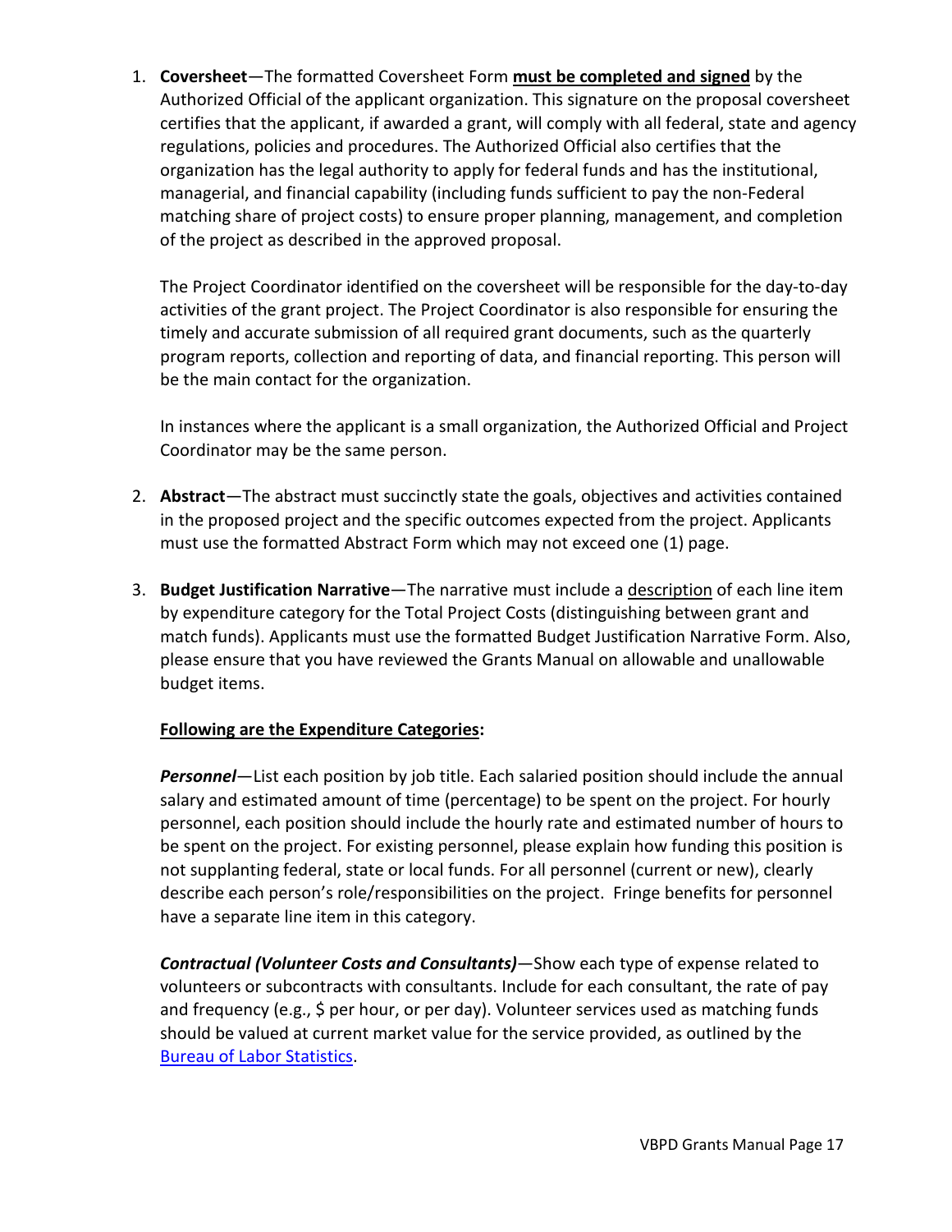1. **Coversheet**—The formatted Coversheet Form **must be completed and signed** by the Authorized Official of the applicant organization. This signature on the proposal coversheet certifies that the applicant, if awarded a grant, will comply with all federal, state and agency regulations, policies and procedures. The Authorized Official also certifies that the organization has the legal authority to apply for federal funds and has the institutional, managerial, and financial capability (including funds sufficient to pay the non-Federal matching share of project costs) to ensure proper planning, management, and completion of the project as described in the approved proposal.

   The Project Coordinator identified on the coversheet will be responsible for the day-to-day activities of the grant project. The Project Coordinator is also responsible for ensuring the timely and accurate submission of all required grant documents, such as the quarterly program reports, collection and reporting of data, and financial reporting. This person will be the main contact for the organization.

   In instances where the applicant is a small organization, the Authorized Official and Project Coordinator may be the same person.

2. **Abstract**—The abstract must succinctly state the goals, objectives and activities contained in the proposed project and the specific outcomes expected from the project. Applicants must use the formatted Abstract Form which may not exceed one (1) page.

3. **Budget Justification Narrative**—The narrative must include a description of each line item by expenditure category for the Total Project Costs (distinguishing between grant and match funds). Applicants must use the formatted Budget Justification Narrative Form. Also, please ensure that you have reviewed the Grants Manual on allowable and unallowable budget items.

   **Following are the Expenditure Categories:**

   ***Personnel***—List each position by job title. Each salaried position should include the annual salary and estimated amount of time (percentage) to be spent on the project. For hourly personnel, each position should include the hourly rate and estimated number of hours to be spent on the project. For existing personnel, please explain how funding this position is not supplanting federal, state or local funds. For all personnel (current or new), clearly describe each person's role/responsibilities on the project. Fringe benefits for personnel have a separate line item in this category.

   ***Contractual (Volunteer Costs and Consultants)***—Show each type of expense related to volunteers or subcontracts with consultants. Include for each consultant, the rate of pay and frequency (e.g., $ per hour, or per day). Volunteer services used as matching funds should be valued at current market value for the service provided, as outlined by the Bureau of Labor Statistics.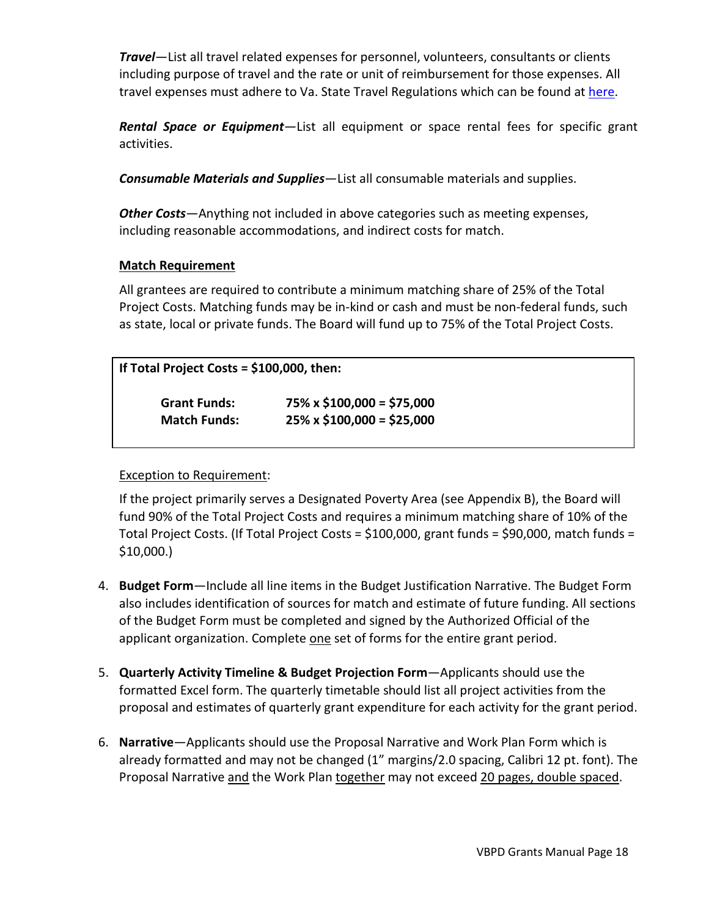***Travel***—List all travel related expenses for personnel, volunteers, consultants or clients including purpose of travel and the rate or unit of reimbursement for those expenses. All travel expenses must adhere to Va. State Travel Regulations which can be found at here.

***Rental Space or Equipment***—List all equipment or space rental fees for specific grant activities.

***Consumable Materials and Supplies***—List all consumable materials and supplies.

***Other Costs***—Anything not included in above categories such as meeting expenses, including reasonable accommodations, and indirect costs for match.

**Match Requirement**

All grantees are required to contribute a minimum matching share of 25% of the Total Project Costs. Matching funds may be in-kind or cash and must be non-federal funds, such as state, local or private funds. The Board will fund up to 75% of the Total Project Costs.

**If Total Project Costs = $100,000, then:**

| | |
|---|---|
| **Grant Funds:** | **75% x $100,000 = $75,000** |
| **Match Funds:** | **25% x $100,000 = $25,000** |

Exception to Requirement:

If the project primarily serves a Designated Poverty Area (see Appendix B), the Board will fund 90% of the Total Project Costs and requires a minimum matching share of 10% of the Total Project Costs. (If Total Project Costs = $100,000, grant funds = $90,000, match funds = $10,000.)

4. **Budget Form**—Include all line items in the Budget Justification Narrative. The Budget Form also includes identification of sources for match and estimate of future funding. All sections of the Budget Form must be completed and signed by the Authorized Official of the applicant organization. Complete one set of forms for the entire grant period.

5. **Quarterly Activity Timeline & Budget Projection Form**—Applicants should use the formatted Excel form. The quarterly timetable should list all project activities from the proposal and estimates of quarterly grant expenditure for each activity for the grant period.

6. **Narrative**—Applicants should use the Proposal Narrative and Work Plan Form which is already formatted and may not be changed (1" margins/2.0 spacing, Calibri 12 pt. font). The Proposal Narrative and the Work Plan together may not exceed 20 pages, double spaced.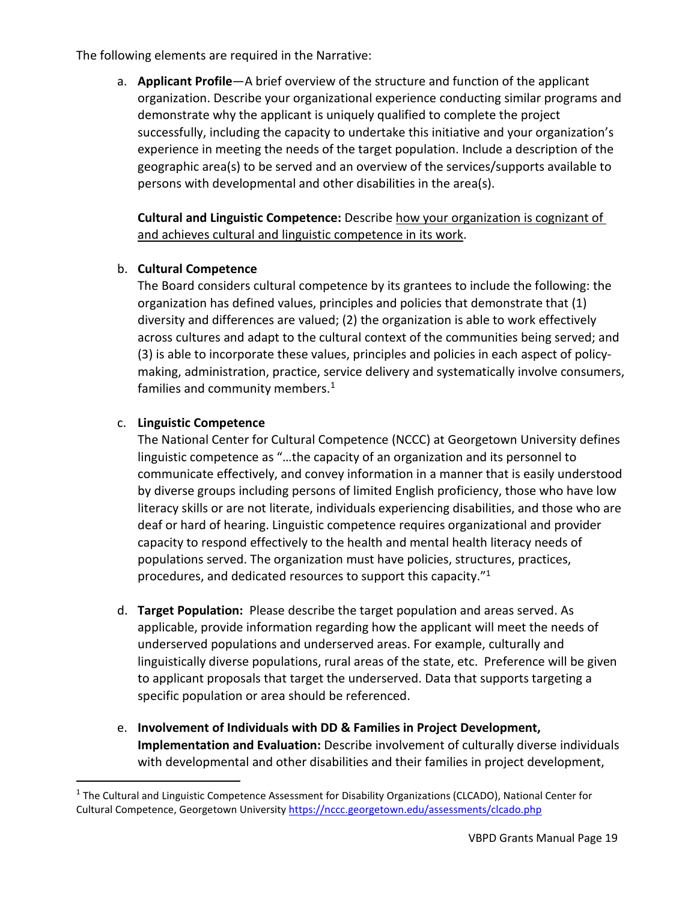The following elements are required in the Narrative:

a. **Applicant Profile**—A brief overview of the structure and function of the applicant organization. Describe your organizational experience conducting similar programs and demonstrate why the applicant is uniquely qualified to complete the project successfully, including the capacity to undertake this initiative and your organization's experience in meeting the needs of the target population. Include a description of the geographic area(s) to be served and an overview of the services/supports available to persons with developmental and other disabilities in the area(s).

   **Cultural and Linguistic Competence:** Describe <u>how your organization is cognizant of and achieves cultural and linguistic competence in its work</u>.

b. **Cultural Competence**
   The Board considers cultural competence by its grantees to include the following: the organization has defined values, principles and policies that demonstrate that (1) diversity and differences are valued; (2) the organization is able to work effectively across cultures and adapt to the cultural context of the communities being served; and (3) is able to incorporate these values, principles and policies in each aspect of policy-making, administration, practice, service delivery and systematically involve consumers, families and community members.[1]

c. **Linguistic Competence**
   The National Center for Cultural Competence (NCCC) at Georgetown University defines linguistic competence as "…the capacity of an organization and its personnel to communicate effectively, and convey information in a manner that is easily understood by diverse groups including persons of limited English proficiency, those who have low literacy skills or are not literate, individuals experiencing disabilities, and those who are deaf or hard of hearing. Linguistic competence requires organizational and provider capacity to respond effectively to the health and mental health literacy needs of populations served. The organization must have policies, structures, practices, procedures, and dedicated resources to support this capacity."[1]

d. **Target Population:** Please describe the target population and areas served. As applicable, provide information regarding how the applicant will meet the needs of underserved populations and underserved areas. For example, culturally and linguistically diverse populations, rural areas of the state, etc. Preference will be given to applicant proposals that target the underserved. Data that supports targeting a specific population or area should be referenced.

e. **Involvement of Individuals with DD & Families in Project Development, Implementation and Evaluation:** Describe involvement of culturally diverse individuals with developmental and other disabilities and their families in project development,

---

[1] The Cultural and Linguistic Competence Assessment for Disability Organizations (CLCADO), National Center for Cultural Competence, Georgetown University https://nccc.georgetown.edu/assessments/clcado.php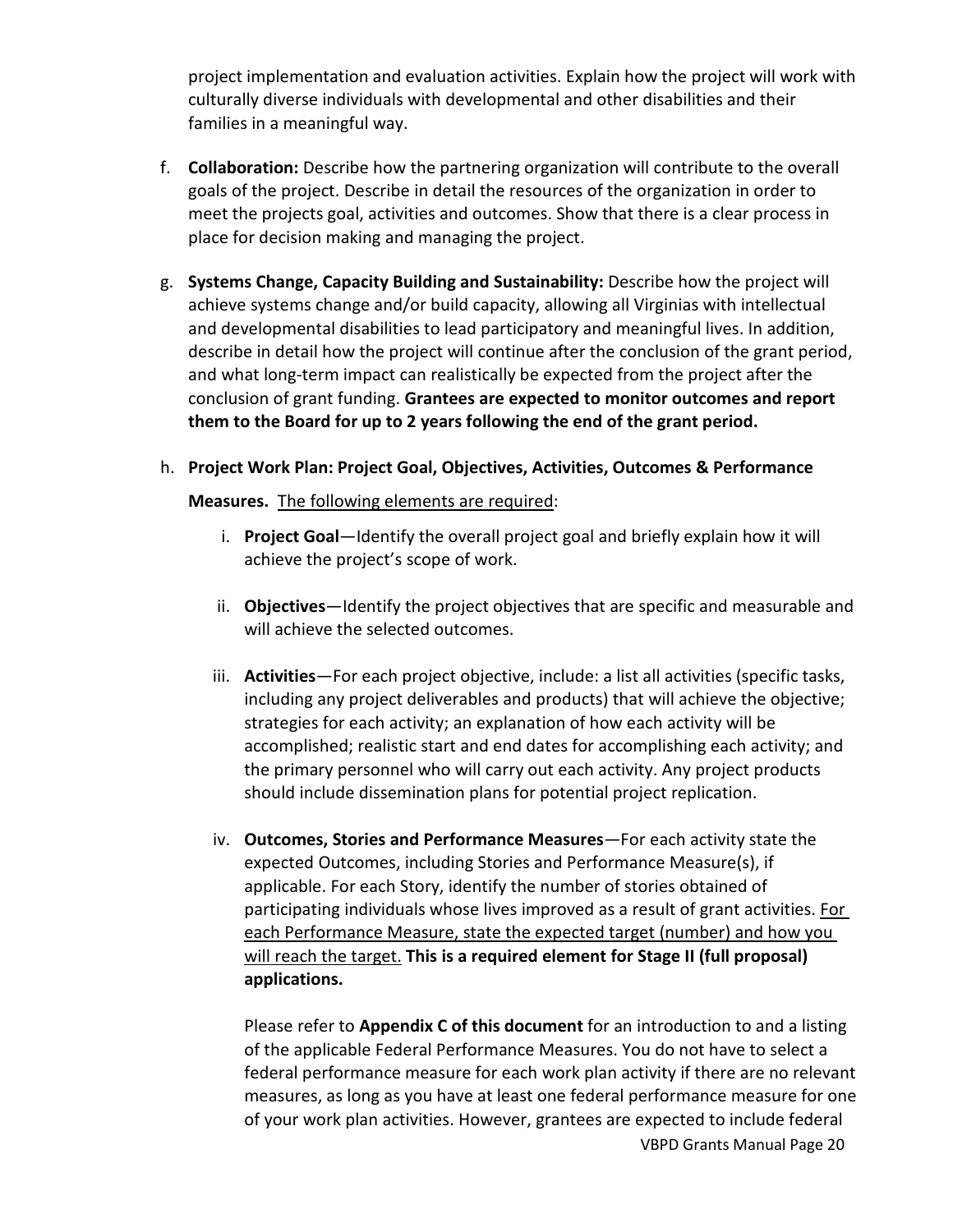project implementation and evaluation activities. Explain how the project will work with culturally diverse individuals with developmental and other disabilities and their families in a meaningful way.

f. **Collaboration:** Describe how the partnering organization will contribute to the overall goals of the project. Describe in detail the resources of the organization in order to meet the projects goal, activities and outcomes. Show that there is a clear process in place for decision making and managing the project.

g. **Systems Change, Capacity Building and Sustainability:** Describe how the project will achieve systems change and/or build capacity, allowing all Virginias with intellectual and developmental disabilities to lead participatory and meaningful lives. In addition, describe in detail how the project will continue after the conclusion of the grant period, and what long-term impact can realistically be expected from the project after the conclusion of grant funding. **Grantees are expected to monitor outcomes and report them to the Board for up to 2 years following the end of the grant period.**

h. **Project Work Plan: Project Goal, Objectives, Activities, Outcomes & Performance Measures.** <u>The following elements are required</u>:

   i. **Project Goal**—Identify the overall project goal and briefly explain how it will achieve the project's scope of work.

   ii. **Objectives**—Identify the project objectives that are specific and measurable and will achieve the selected outcomes.

   iii. **Activities**—For each project objective, include: a list all activities (specific tasks, including any project deliverables and products) that will achieve the objective; strategies for each activity; an explanation of how each activity will be accomplished; realistic start and end dates for accomplishing each activity; and the primary personnel who will carry out each activity. Any project products should include dissemination plans for potential project replication.

   iv. **Outcomes, Stories and Performance Measures**—For each activity state the expected Outcomes, including Stories and Performance Measure(s), if applicable. For each Story, identify the number of stories obtained of participating individuals whose lives improved as a result of grant activities. <u>For each Performance Measure, state the expected target (number) and how you will reach the target.</u> **This is a required element for Stage II (full proposal) applications.**

   Please refer to **Appendix C of this document** for an introduction to and a listing of the applicable Federal Performance Measures. You do not have to select a federal performance measure for each work plan activity if there are no relevant measures, as long as you have at least one federal performance measure for one of your work plan activities. However, grantees are expected to include federal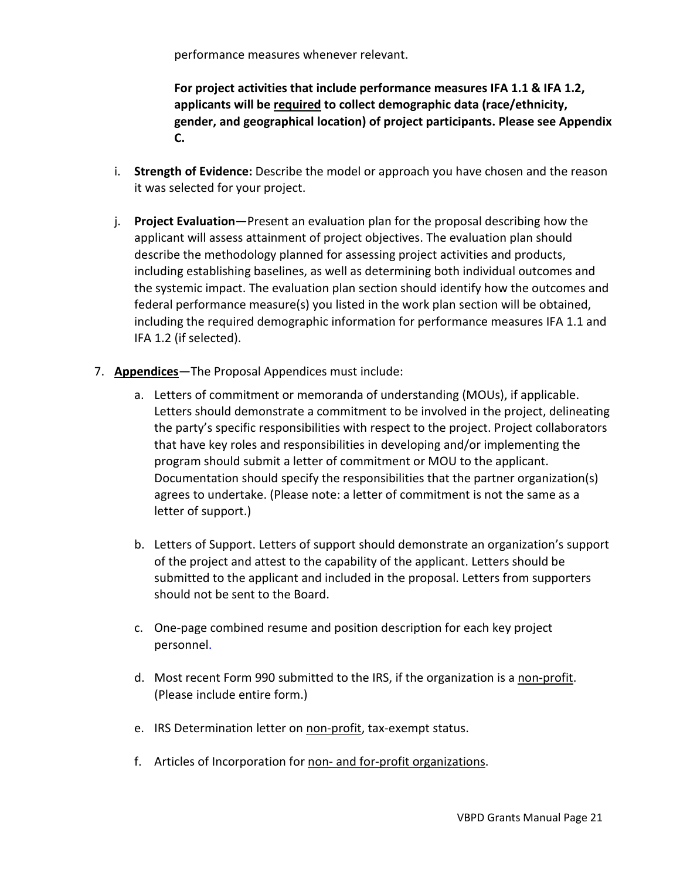performance measures whenever relevant.

**For project activities that include performance measures IFA 1.1 & IFA 1.2, applicants will be <u>required</u> to collect demographic data (race/ethnicity, gender, and geographical location) of project participants. Please see Appendix C.**

i. **Strength of Evidence:** Describe the model or approach you have chosen and the reason it was selected for your project.

j. **Project Evaluation**—Present an evaluation plan for the proposal describing how the applicant will assess attainment of project objectives. The evaluation plan should describe the methodology planned for assessing project activities and products, including establishing baselines, as well as determining both individual outcomes and the systemic impact. The evaluation plan section should identify how the outcomes and federal performance measure(s) you listed in the work plan section will be obtained, including the required demographic information for performance measures IFA 1.1 and IFA 1.2 (if selected).

7. **<u>Appendices</u>**—The Proposal Appendices must include:

   a. Letters of commitment or memoranda of understanding (MOUs), if applicable. Letters should demonstrate a commitment to be involved in the project, delineating the party's specific responsibilities with respect to the project. Project collaborators that have key roles and responsibilities in developing and/or implementing the program should submit a letter of commitment or MOU to the applicant. Documentation should specify the responsibilities that the partner organization(s) agrees to undertake. (Please note: a letter of commitment is not the same as a letter of support.)

   b. Letters of Support. Letters of support should demonstrate an organization's support of the project and attest to the capability of the applicant. Letters should be submitted to the applicant and included in the proposal. Letters from supporters should not be sent to the Board.

   c. One-page combined resume and position description for each key project personnel.

   d. Most recent Form 990 submitted to the IRS, if the organization is a <u>non-profit</u>. (Please include entire form.)

   e. IRS Determination letter on <u>non-profit</u>, tax-exempt status.

   f. Articles of Incorporation for <u>non- and for-profit organizations</u>.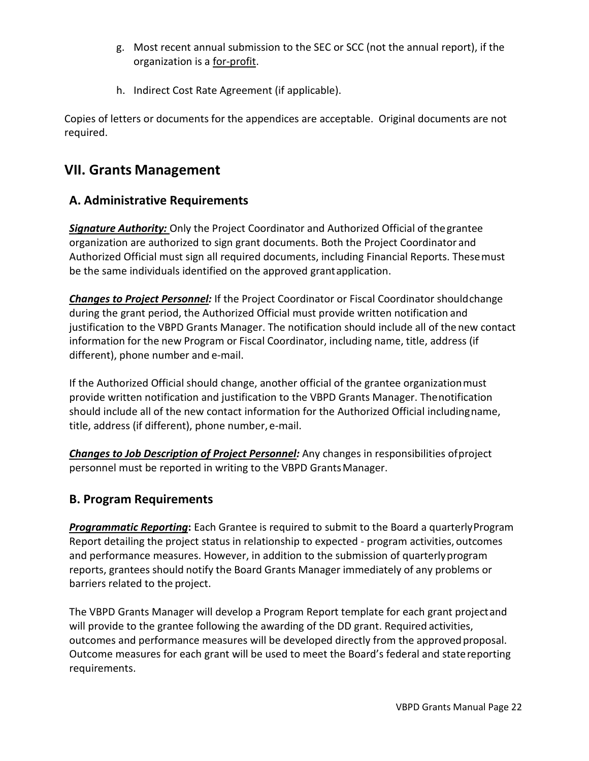g. Most recent annual submission to the SEC or SCC (not the annual report), if the organization is a for-profit.

h. Indirect Cost Rate Agreement (if applicable).

Copies of letters or documents for the appendices are acceptable. Original documents are not required.

## VII. Grants Management

### A. Administrative Requirements

***Signature Authority:*** Only the Project Coordinator and Authorized Official of the grantee organization are authorized to sign grant documents. Both the Project Coordinator and Authorized Official must sign all required documents, including Financial Reports. These must be the same individuals identified on the approved grant application.

***Changes to Project Personnel:*** If the Project Coordinator or Fiscal Coordinator should change during the grant period, the Authorized Official must provide written notification and justification to the VBPD Grants Manager. The notification should include all of the new contact information for the new Program or Fiscal Coordinator, including name, title, address (if different), phone number and e-mail.

If the Authorized Official should change, another official of the grantee organization must provide written notification and justification to the VBPD Grants Manager. The notification should include all of the new contact information for the Authorized Official including name, title, address (if different), phone number, e-mail.

***Changes to Job Description of Project Personnel:*** Any changes in responsibilities of project personnel must be reported in writing to the VBPD Grants Manager.

### B. Program Requirements

***Programmatic Reporting*:** Each Grantee is required to submit to the Board a quarterly Program Report detailing the project status in relationship to expected - program activities, outcomes and performance measures. However, in addition to the submission of quarterly program reports, grantees should notify the Board Grants Manager immediately of any problems or barriers related to the project.

The VBPD Grants Manager will develop a Program Report template for each grant project and will provide to the grantee following the awarding of the DD grant. Required activities, outcomes and performance measures will be developed directly from the approved proposal. Outcome measures for each grant will be used to meet the Board's federal and state reporting requirements.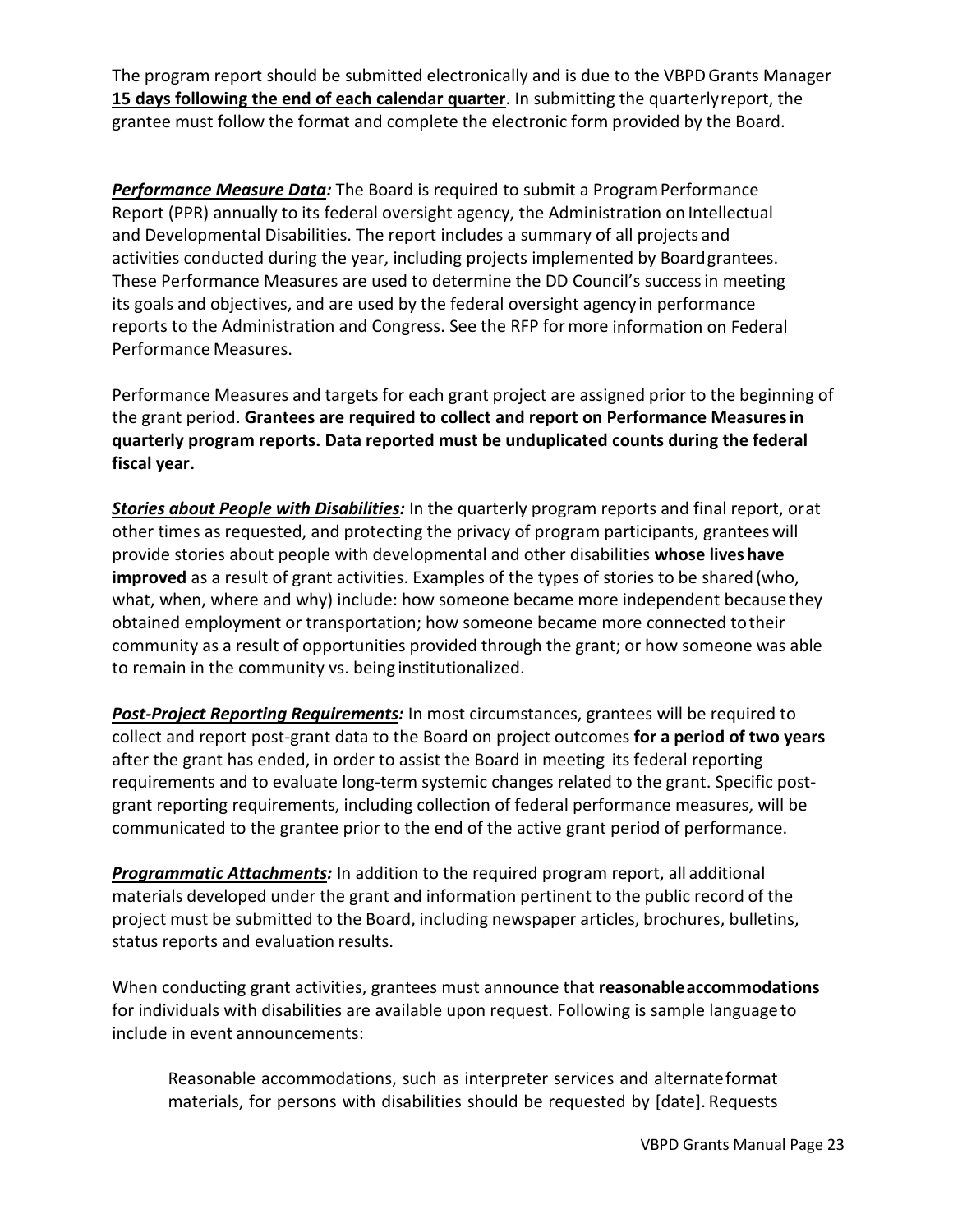The program report should be submitted electronically and is due to the VBPD Grants Manager **15 days following the end of each calendar quarter**. In submitting the quarterly report, the grantee must follow the format and complete the electronic form provided by the Board.

***Performance Measure Data:*** The Board is required to submit a Program Performance Report (PPR) annually to its federal oversight agency, the Administration on Intellectual and Developmental Disabilities. The report includes a summary of all projects and activities conducted during the year, including projects implemented by Board grantees. These Performance Measures are used to determine the DD Council's success in meeting its goals and objectives, and are used by the federal oversight agency in performance reports to the Administration and Congress. See the RFP for more information on Federal Performance Measures.

Performance Measures and targets for each grant project are assigned prior to the beginning of the grant period. **Grantees are required to collect and report on Performance Measures in quarterly program reports. Data reported must be unduplicated counts during the federal fiscal year.**

***Stories about People with Disabilities:*** In the quarterly program reports and final report, or at other times as requested, and protecting the privacy of program participants, grantees will provide stories about people with developmental and other disabilities **whose lives have improved** as a result of grant activities. Examples of the types of stories to be shared (who, what, when, where and why) include: how someone became more independent because they obtained employment or transportation; how someone became more connected to their community as a result of opportunities provided through the grant; or how someone was able to remain in the community vs. being institutionalized.

***Post-Project Reporting Requirements:*** In most circumstances, grantees will be required to collect and report post-grant data to the Board on project outcomes **for a period of two years** after the grant has ended, in order to assist the Board in meeting its federal reporting requirements and to evaluate long-term systemic changes related to the grant. Specific post-grant reporting requirements, including collection of federal performance measures, will be communicated to the grantee prior to the end of the active grant period of performance.

***Programmatic Attachments:*** In addition to the required program report, all additional materials developed under the grant and information pertinent to the public record of the project must be submitted to the Board, including newspaper articles, brochures, bulletins, status reports and evaluation results.

When conducting grant activities, grantees must announce that **reasonable accommodations** for individuals with disabilities are available upon request. Following is sample language to include in event announcements:

> Reasonable accommodations, such as interpreter services and alternate format materials, for persons with disabilities should be requested by [date]. Requests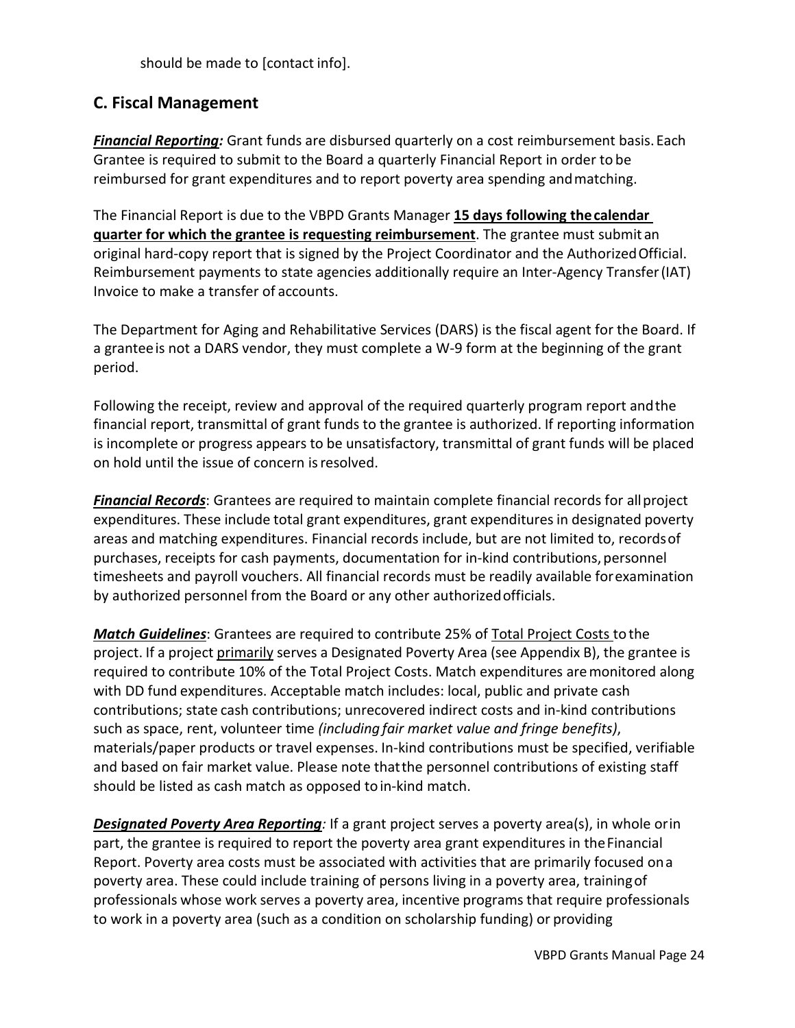should be made to [contact info].

## C. Fiscal Management

***Financial Reporting:*** Grant funds are disbursed quarterly on a cost reimbursement basis. Each Grantee is required to submit to the Board a quarterly Financial Report in order to be reimbursed for grant expenditures and to report poverty area spending and matching.

The Financial Report is due to the VBPD Grants Manager **15 days following the calendar quarter for which the grantee is requesting reimbursement**. The grantee must submit an original hard-copy report that is signed by the Project Coordinator and the Authorized Official. Reimbursement payments to state agencies additionally require an Inter-Agency Transfer (IAT) Invoice to make a transfer of accounts.

The Department for Aging and Rehabilitative Services (DARS) is the fiscal agent for the Board. If a grantee is not a DARS vendor, they must complete a W-9 form at the beginning of the grant period.

Following the receipt, review and approval of the required quarterly program report and the financial report, transmittal of grant funds to the grantee is authorized. If reporting information is incomplete or progress appears to be unsatisfactory, transmittal of grant funds will be placed on hold until the issue of concern is resolved.

***Financial Records***: Grantees are required to maintain complete financial records for all project expenditures. These include total grant expenditures, grant expenditures in designated poverty areas and matching expenditures. Financial records include, but are not limited to, records of purchases, receipts for cash payments, documentation for in-kind contributions, personnel timesheets and payroll vouchers. All financial records must be readily available for examination by authorized personnel from the Board or any other authorized officials.

***Match Guidelines***: Grantees are required to contribute 25% of Total Project Costs to the project. If a project primarily serves a Designated Poverty Area (see Appendix B), the grantee is required to contribute 10% of the Total Project Costs. Match expenditures are monitored along with DD fund expenditures. Acceptable match includes: local, public and private cash contributions; state cash contributions; unrecovered indirect costs and in-kind contributions such as space, rent, volunteer time *(including fair market value and fringe benefits)*, materials/paper products or travel expenses. In-kind contributions must be specified, verifiable and based on fair market value. Please note that the personnel contributions of existing staff should be listed as cash match as opposed to in-kind match.

***Designated Poverty Area Reporting:*** If a grant project serves a poverty area(s), in whole or in part, the grantee is required to report the poverty area grant expenditures in the Financial Report. Poverty area costs must be associated with activities that are primarily focused on a poverty area. These could include training of persons living in a poverty area, training of professionals whose work serves a poverty area, incentive programs that require professionals to work in a poverty area (such as a condition on scholarship funding) or providing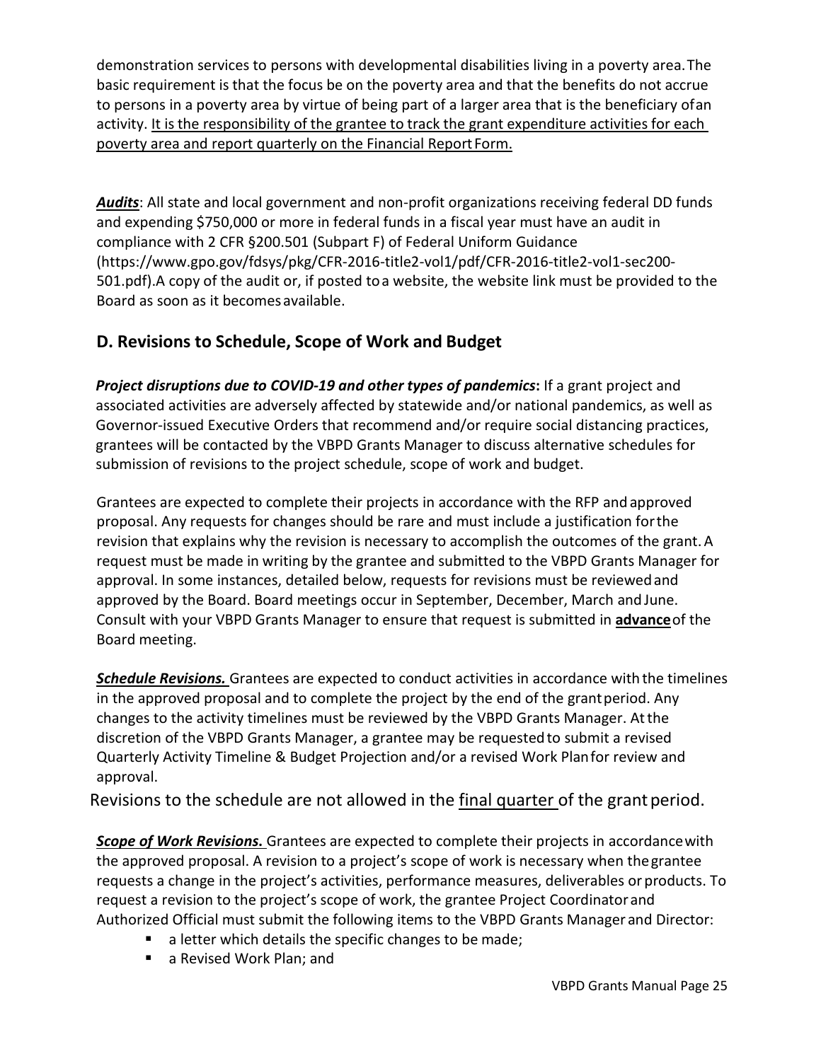demonstration services to persons with developmental disabilities living in a poverty area. The basic requirement is that the focus be on the poverty area and that the benefits do not accrue to persons in a poverty area by virtue of being part of a larger area that is the beneficiary of an activity. <u>It is the responsibility of the grantee to track the grant expenditure activities for each poverty area and report quarterly on the Financial Report Form.</u>

***Audits***: All state and local government and non-profit organizations receiving federal DD funds and expending $750,000 or more in federal funds in a fiscal year must have an audit in compliance with 2 CFR §200.501 (Subpart F) of Federal Uniform Guidance (https://www.gpo.gov/fdsys/pkg/CFR-2016-title2-vol1/pdf/CFR-2016-title2-vol1-sec200-501.pdf). A copy of the audit or, if posted to a website, the website link must be provided to the Board as soon as it becomes available.

## D. Revisions to Schedule, Scope of Work and Budget

***Project disruptions due to COVID-19 and other types of pandemics*:** If a grant project and associated activities are adversely affected by statewide and/or national pandemics, as well as Governor-issued Executive Orders that recommend and/or require social distancing practices, grantees will be contacted by the VBPD Grants Manager to discuss alternative schedules for submission of revisions to the project schedule, scope of work and budget.

Grantees are expected to complete their projects in accordance with the RFP and approved proposal. Any requests for changes should be rare and must include a justification for the revision that explains why the revision is necessary to accomplish the outcomes of the grant. A request must be made in writing by the grantee and submitted to the VBPD Grants Manager for approval. In some instances, detailed below, requests for revisions must be reviewed and approved by the Board. Board meetings occur in September, December, March and June. Consult with your VBPD Grants Manager to ensure that request is submitted in **<u>advance</u>** of the Board meeting.

***<u>Schedule Revisions.</u>*** Grantees are expected to conduct activities in accordance with the timelines in the approved proposal and to complete the project by the end of the grant period. Any changes to the activity timelines must be reviewed by the VBPD Grants Manager. At the discretion of the VBPD Grants Manager, a grantee may be requested to submit a revised Quarterly Activity Timeline & Budget Projection and/or a revised Work Plan for review and approval.

Revisions to the schedule are not allowed in the <u>final quarter</u> of the grant period.

***<u>Scope of Work Revisions.</u>*** Grantees are expected to complete their projects in accordance with the approved proposal. A revision to a project's scope of work is necessary when the grantee requests a change in the project's activities, performance measures, deliverables or products. To request a revision to the project's scope of work, the grantee Project Coordinator and Authorized Official must submit the following items to the VBPD Grants Manager and Director:

- a letter which details the specific changes to be made;
- a Revised Work Plan; and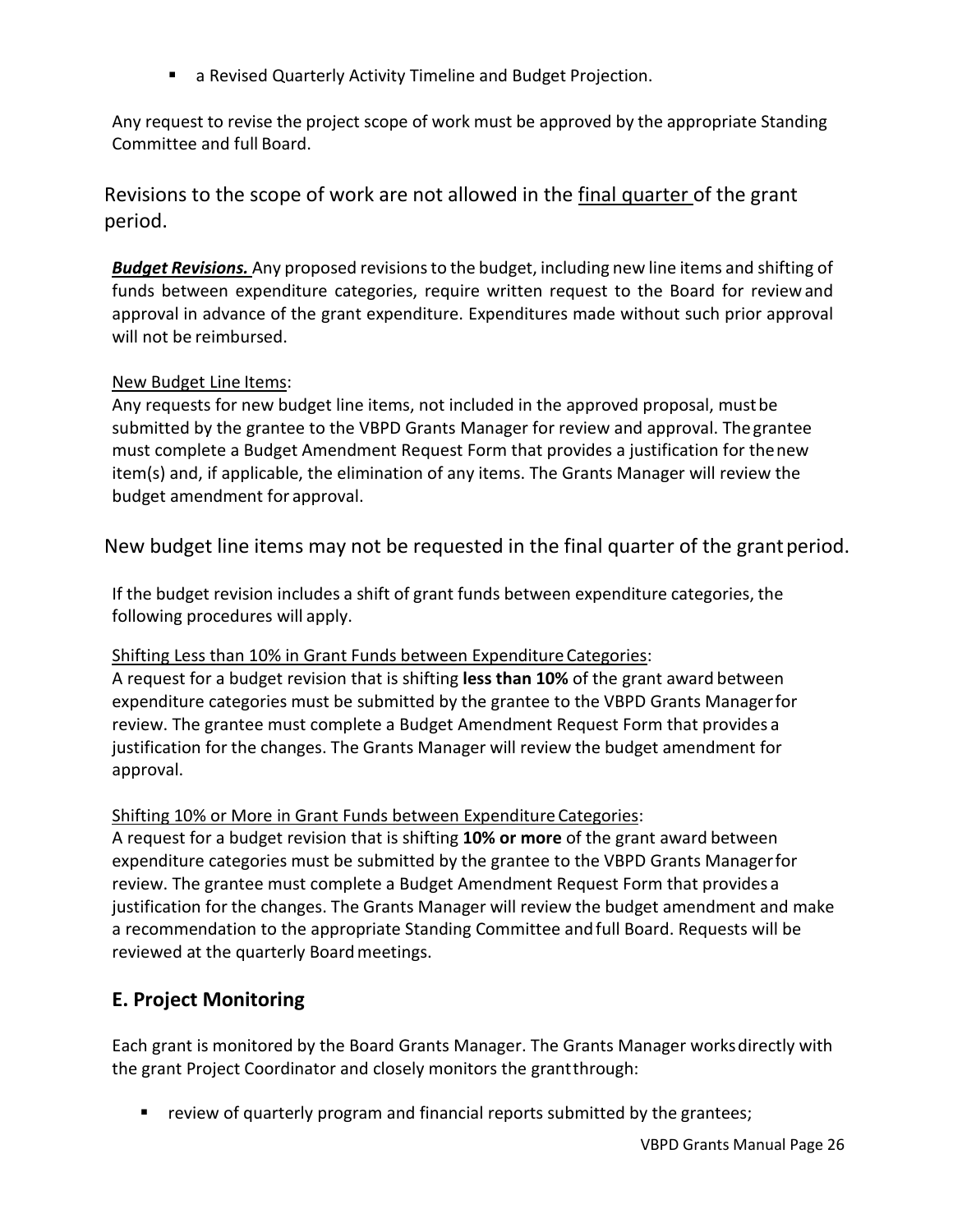- a Revised Quarterly Activity Timeline and Budget Projection.

Any request to revise the project scope of work must be approved by the appropriate Standing Committee and full Board.

Revisions to the scope of work are not allowed in the final quarter of the grant period.

***Budget Revisions.*** Any proposed revisions to the budget, including new line items and shifting of funds between expenditure categories, require written request to the Board for review and approval in advance of the grant expenditure. Expenditures made without such prior approval will not be reimbursed.

New Budget Line Items:

Any requests for new budget line items, not included in the approved proposal, must be submitted by the grantee to the VBPD Grants Manager for review and approval. The grantee must complete a Budget Amendment Request Form that provides a justification for the new item(s) and, if applicable, the elimination of any items. The Grants Manager will review the budget amendment for approval.

New budget line items may not be requested in the final quarter of the grant period.

If the budget revision includes a shift of grant funds between expenditure categories, the following procedures will apply.

Shifting Less than 10% in Grant Funds between Expenditure Categories:

A request for a budget revision that is shifting **less than 10%** of the grant award between expenditure categories must be submitted by the grantee to the VBPD Grants Manager for review. The grantee must complete a Budget Amendment Request Form that provides a justification for the changes. The Grants Manager will review the budget amendment for approval.

Shifting 10% or More in Grant Funds between Expenditure Categories:

A request for a budget revision that is shifting **10% or more** of the grant award between expenditure categories must be submitted by the grantee to the VBPD Grants Manager for review. The grantee must complete a Budget Amendment Request Form that provides a justification for the changes. The Grants Manager will review the budget amendment and make a recommendation to the appropriate Standing Committee and full Board. Requests will be reviewed at the quarterly Board meetings.

## E. Project Monitoring

Each grant is monitored by the Board Grants Manager. The Grants Manager works directly with the grant Project Coordinator and closely monitors the grant through:

- review of quarterly program and financial reports submitted by the grantees;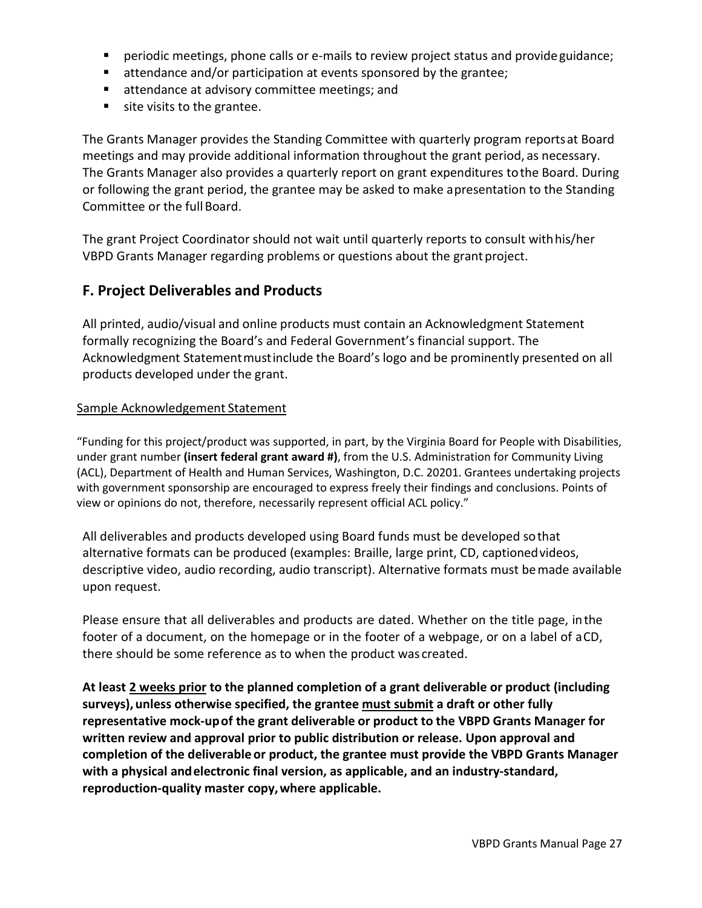- periodic meetings, phone calls or e-mails to review project status and provide guidance;
- attendance and/or participation at events sponsored by the grantee;
- attendance at advisory committee meetings; and
- site visits to the grantee.

The Grants Manager provides the Standing Committee with quarterly program reports at Board meetings and may provide additional information throughout the grant period, as necessary. The Grants Manager also provides a quarterly report on grant expenditures to the Board. During or following the grant period, the grantee may be asked to make a presentation to the Standing Committee or the full Board.

The grant Project Coordinator should not wait until quarterly reports to consult with his/her VBPD Grants Manager regarding problems or questions about the grant project.

## F. Project Deliverables and Products

All printed, audio/visual and online products must contain an Acknowledgment Statement formally recognizing the Board's and Federal Government's financial support. The Acknowledgment Statement must include the Board's logo and be prominently presented on all products developed under the grant.

<u>Sample Acknowledgement Statement</u>

"Funding for this project/product was supported, in part, by the Virginia Board for People with Disabilities, under grant number **(insert federal grant award #)**, from the U.S. Administration for Community Living (ACL), Department of Health and Human Services, Washington, D.C. 20201. Grantees undertaking projects with government sponsorship are encouraged to express freely their findings and conclusions. Points of view or opinions do not, therefore, necessarily represent official ACL policy."

All deliverables and products developed using Board funds must be developed so that alternative formats can be produced (examples: Braille, large print, CD, captioned videos, descriptive video, audio recording, audio transcript). Alternative formats must be made available upon request.

Please ensure that all deliverables and products are dated. Whether on the title page, in the footer of a document, on the homepage or in the footer of a webpage, or on a label of a CD, there should be some reference as to when the product was created.

**At least <u>2 weeks prior</u> to the planned completion of a grant deliverable or product (including surveys), unless otherwise specified, the grantee <u>must submit</u> a draft or other fully representative mock-up of the grant deliverable or product to the VBPD Grants Manager for written review and approval prior to public distribution or release. Upon approval and completion of the deliverable or product, the grantee must provide the VBPD Grants Manager with a physical and electronic final version, as applicable, and an industry-standard, reproduction-quality master copy, where applicable.**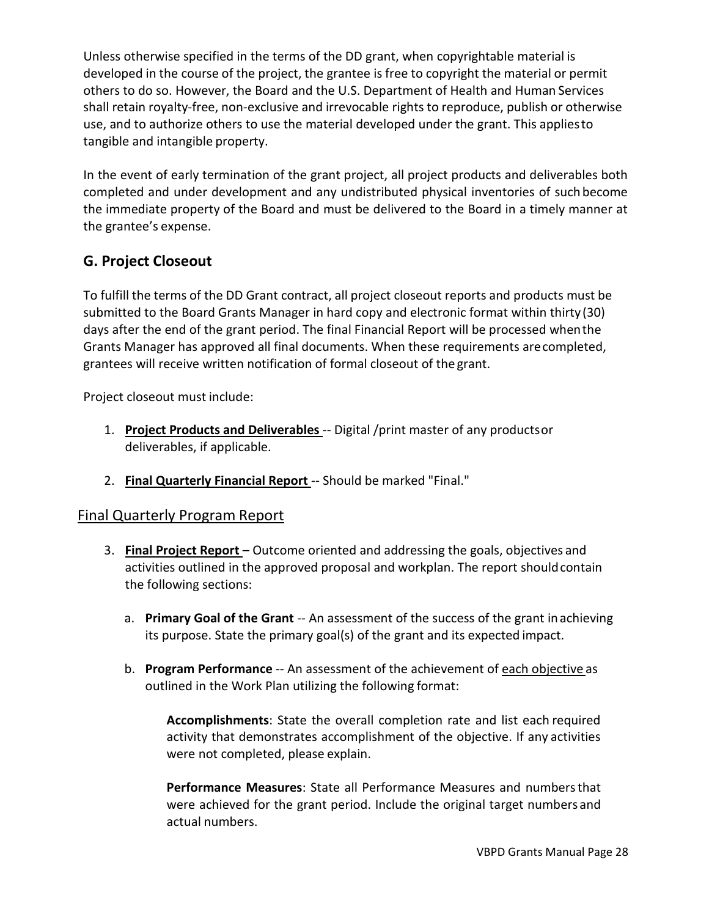Unless otherwise specified in the terms of the DD grant, when copyrightable material is developed in the course of the project, the grantee is free to copyright the material or permit others to do so. However, the Board and the U.S. Department of Health and Human Services shall retain royalty-free, non-exclusive and irrevocable rights to reproduce, publish or otherwise use, and to authorize others to use the material developed under the grant. This applies to tangible and intangible property.

In the event of early termination of the grant project, all project products and deliverables both completed and under development and any undistributed physical inventories of such become the immediate property of the Board and must be delivered to the Board in a timely manner at the grantee's expense.

## G. Project Closeout

To fulfill the terms of the DD Grant contract, all project closeout reports and products must be submitted to the Board Grants Manager in hard copy and electronic format within thirty (30) days after the end of the grant period. The final Financial Report will be processed when the Grants Manager has approved all final documents. When these requirements are completed, grantees will receive written notification of formal closeout of the grant.

Project closeout must include:

1. **Project Products and Deliverables** -- Digital /print master of any products or deliverables, if applicable.

2. **Final Quarterly Financial Report** -- Should be marked "Final."

### Final Quarterly Program Report

3. **Final Project Report** – Outcome oriented and addressing the goals, objectives and activities outlined in the approved proposal and workplan. The report should contain the following sections:

   a. **Primary Goal of the Grant** -- An assessment of the success of the grant in achieving its purpose. State the primary goal(s) of the grant and its expected impact.

   b. **Program Performance** -- An assessment of the achievement of each objective as outlined in the Work Plan utilizing the following format:

      **Accomplishments**: State the overall completion rate and list each required activity that demonstrates accomplishment of the objective. If any activities were not completed, please explain.

      **Performance Measures**: State all Performance Measures and numbers that were achieved for the grant period. Include the original target numbers and actual numbers.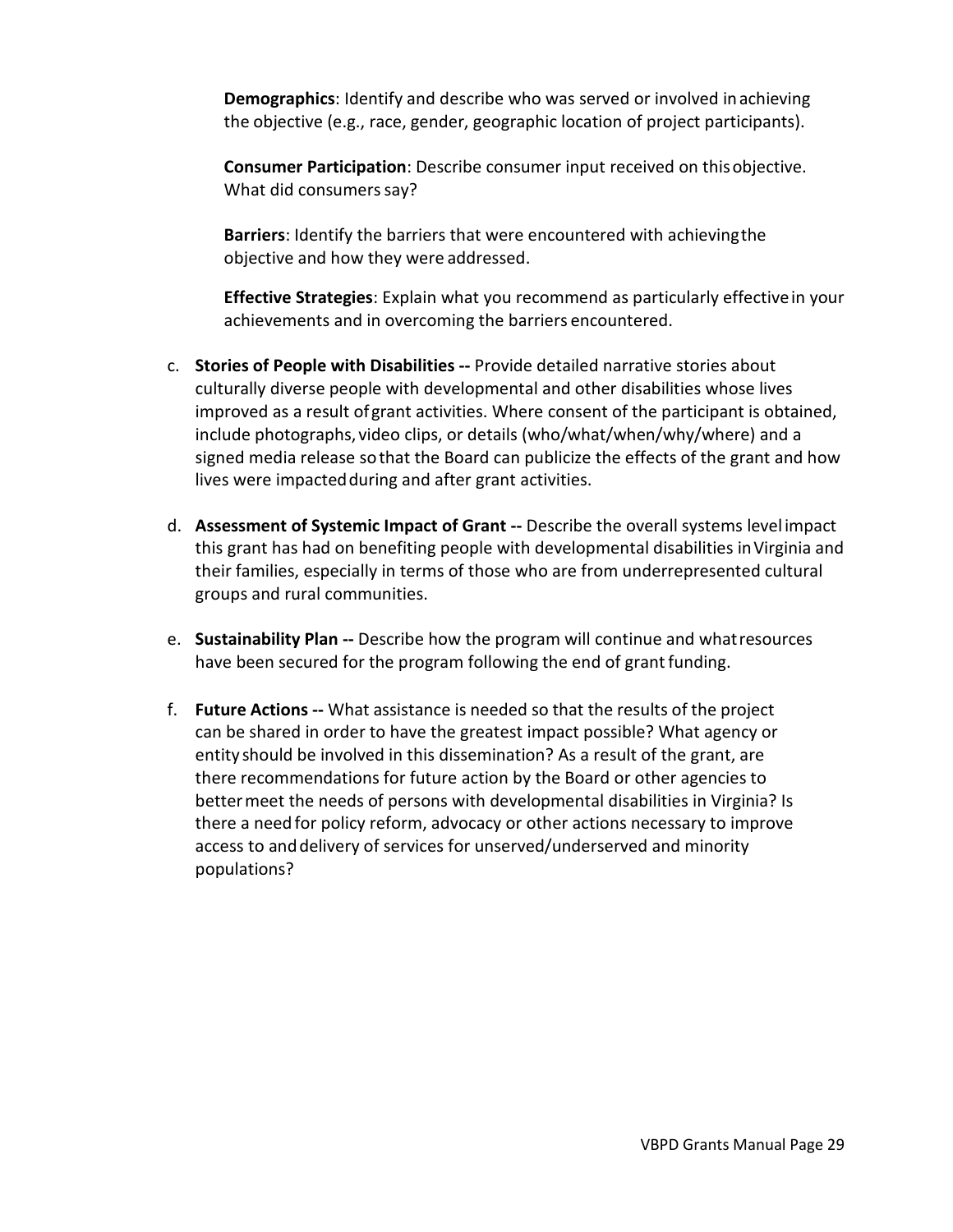**Demographics**: Identify and describe who was served or involved in achieving the objective (e.g., race, gender, geographic location of project participants).

**Consumer Participation**: Describe consumer input received on this objective. What did consumers say?

**Barriers**: Identify the barriers that were encountered with achieving the objective and how they were addressed.

**Effective Strategies**: Explain what you recommend as particularly effective in your achievements and in overcoming the barriers encountered.

c. **Stories of People with Disabilities --** Provide detailed narrative stories about culturally diverse people with developmental and other disabilities whose lives improved as a result of grant activities. Where consent of the participant is obtained, include photographs, video clips, or details (who/what/when/why/where) and a signed media release so that the Board can publicize the effects of the grant and how lives were impacted during and after grant activities.

d. **Assessment of Systemic Impact of Grant --** Describe the overall systems level impact this grant has had on benefiting people with developmental disabilities in Virginia and their families, especially in terms of those who are from underrepresented cultural groups and rural communities.

e. **Sustainability Plan --** Describe how the program will continue and what resources have been secured for the program following the end of grant funding.

f. **Future Actions --** What assistance is needed so that the results of the project can be shared in order to have the greatest impact possible? What agency or entity should be involved in this dissemination? As a result of the grant, are there recommendations for future action by the Board or other agencies to better meet the needs of persons with developmental disabilities in Virginia? Is there a need for policy reform, advocacy or other actions necessary to improve access to and delivery of services for unserved/underserved and minority populations?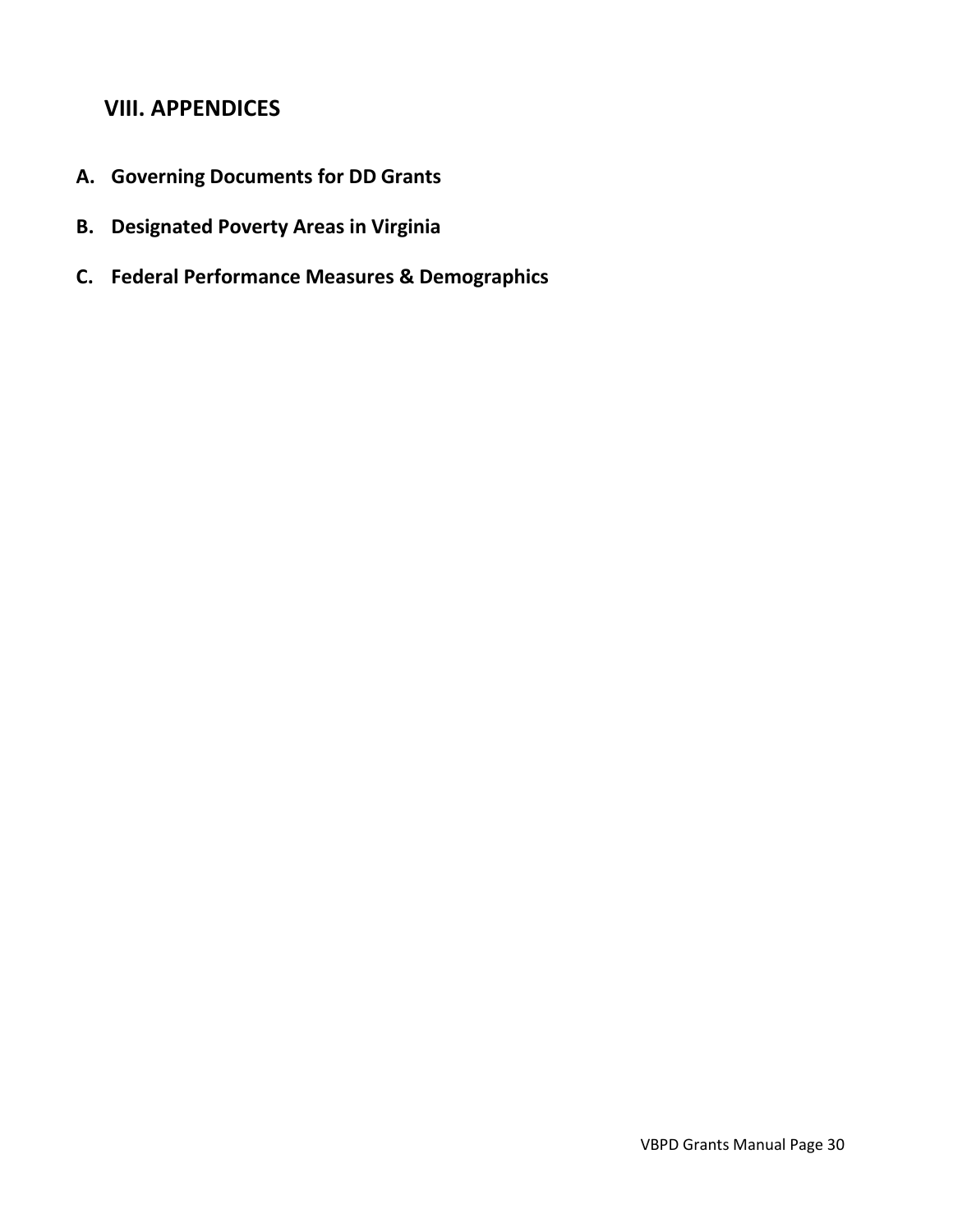# VIII. APPENDICES

A. **Governing Documents for DD Grants**

B. **Designated Poverty Areas in Virginia**

C. **Federal Performance Measures & Demographics**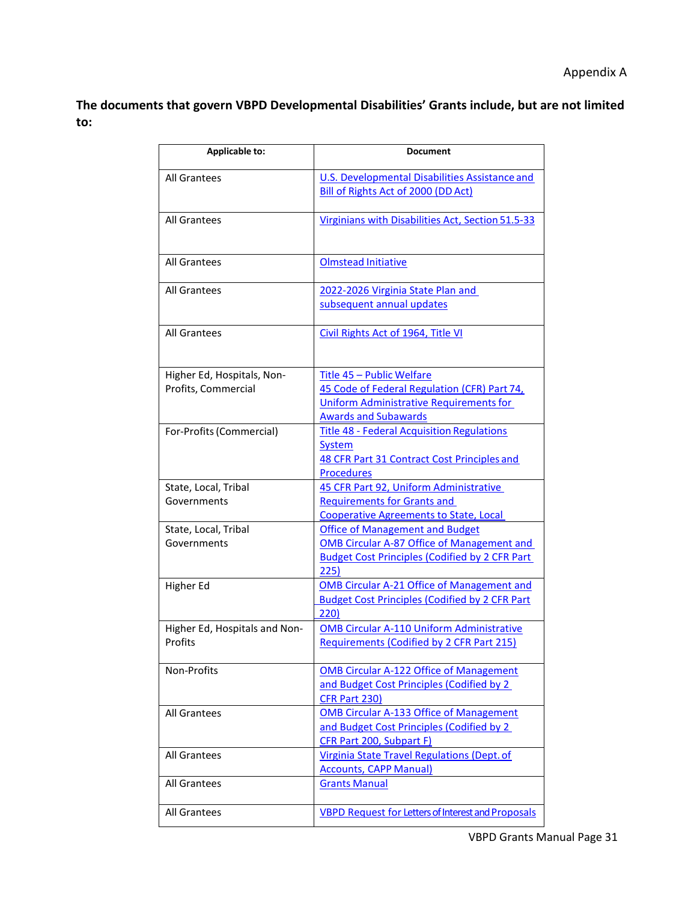Appendix A

**The documents that govern VBPD Developmental Disabilities' Grants include, but are not limited to:**

| Applicable to: | Document |
|---|---|
| All Grantees | U.S. Developmental Disabilities Assistance and Bill of Rights Act of 2000 (DD Act) |
| All Grantees | Virginians with Disabilities Act, Section 51.5-33 |
| All Grantees | Olmstead Initiative |
| All Grantees | 2022-2026 Virginia State Plan and subsequent annual updates |
| All Grantees | Civil Rights Act of 1964, Title VI |
| Higher Ed, Hospitals, Non-Profits, Commercial | Title 45 – Public Welfare<br>45 Code of Federal Regulation (CFR) Part 74, Uniform Administrative Requirements for Awards and Subawards |
| For-Profits (Commercial) | Title 48 - Federal Acquisition Regulations System<br>48 CFR Part 31 Contract Cost Principles and Procedures |
| State, Local, Tribal Governments | 45 CFR Part 92, Uniform Administrative Requirements for Grants and Cooperative Agreements to State, Local |
| State, Local, Tribal Governments | Office of Management and Budget<br>OMB Circular A-87 Office of Management and Budget Cost Principles (Codified by 2 CFR Part 225) |
| Higher Ed | OMB Circular A-21 Office of Management and Budget Cost Principles (Codified by 2 CFR Part 220) |
| Higher Ed, Hospitals and Non-Profits | OMB Circular A-110 Uniform Administrative Requirements (Codified by 2 CFR Part 215) |
| Non-Profits | OMB Circular A-122 Office of Management and Budget Cost Principles (Codified by 2 CFR Part 230) |
| All Grantees | OMB Circular A-133 Office of Management and Budget Cost Principles (Codified by 2 CFR Part 200, Subpart F) |
| All Grantees | Virginia State Travel Regulations (Dept. of Accounts, CAPP Manual) |
| All Grantees | Grants Manual |
| All Grantees | VBPD Request for Letters of Interest and Proposals |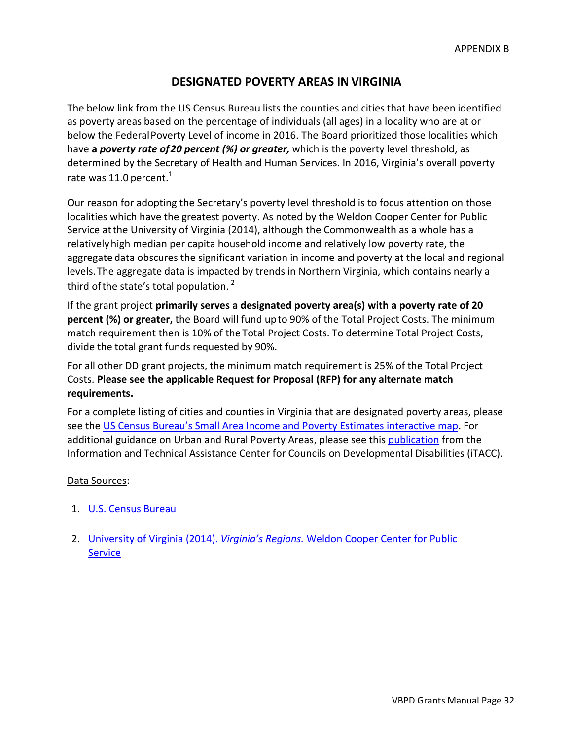APPENDIX B

# DESIGNATED POVERTY AREAS IN VIRGINIA

The below link from the US Census Bureau lists the counties and cities that have been identified as poverty areas based on the percentage of individuals (all ages) in a locality who are at or below the Federal Poverty Level of income in 2016. The Board prioritized those localities which have **a *poverty rate of 20 percent (%) or greater,*** which is the poverty level threshold, as determined by the Secretary of Health and Human Services. In 2016, Virginia's overall poverty rate was 11.0 percent.[1]

Our reason for adopting the Secretary's poverty level threshold is to focus attention on those localities which have the greatest poverty. As noted by the Weldon Cooper Center for Public Service at the University of Virginia (2014), although the Commonwealth as a whole has a relatively high median per capita household income and relatively low poverty rate, the aggregate data obscures the significant variation in income and poverty at the local and regional levels. The aggregate data is impacted by trends in Northern Virginia, which contains nearly a third of the state's total population.[2]

If the grant project **primarily serves a designated poverty area(s) with a poverty rate of 20 percent (%) or greater,** the Board will fund up to 90% of the Total Project Costs. The minimum match requirement then is 10% of the Total Project Costs. To determine Total Project Costs, divide the total grant funds requested by 90%.

For all other DD grant projects, the minimum match requirement is 25% of the Total Project Costs. **Please see the applicable Request for Proposal (RFP) for any alternate match requirements.**

For a complete listing of cities and counties in Virginia that are designated poverty areas, please see the US Census Bureau's Small Area Income and Poverty Estimates interactive map. For additional guidance on Urban and Rural Poverty Areas, please see this publication from the Information and Technical Assistance Center for Councils on Developmental Disabilities (iTACC).

Data Sources:

1. U.S. Census Bureau
2. University of Virginia (2014). *Virginia's Regions.* Weldon Cooper Center for Public Service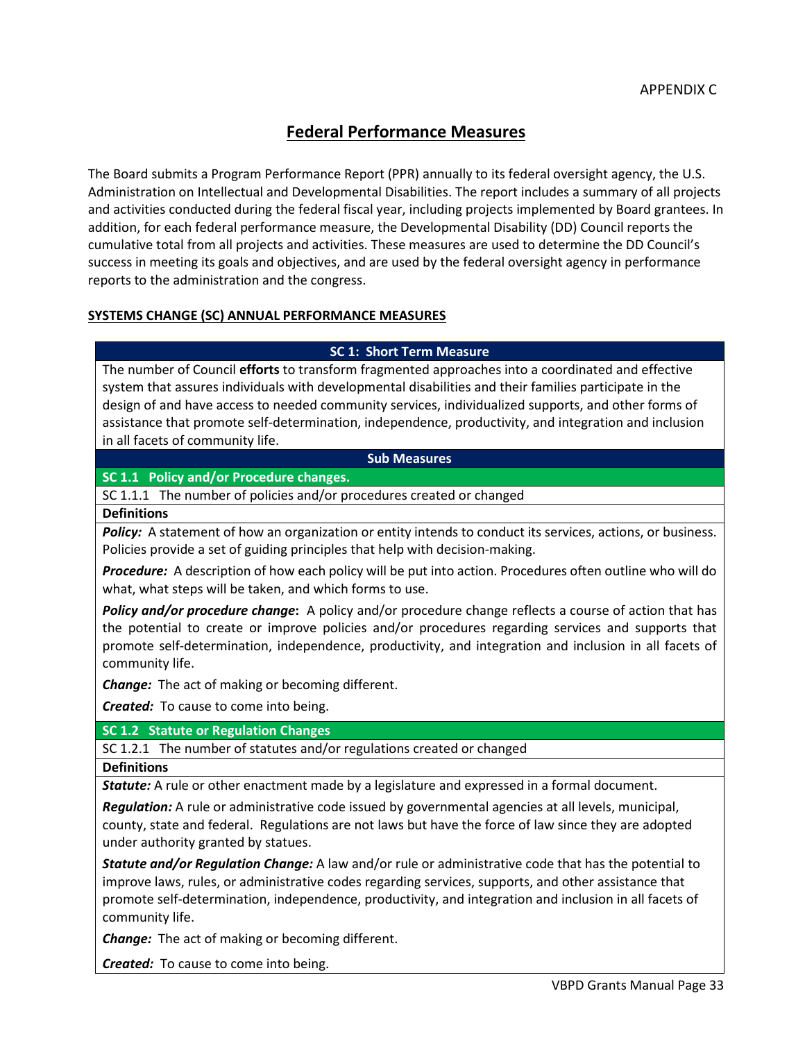APPENDIX C

# Federal Performance Measures

The Board submits a Program Performance Report (PPR) annually to its federal oversight agency, the U.S. Administration on Intellectual and Developmental Disabilities. The report includes a summary of all projects and activities conducted during the federal fiscal year, including projects implemented by Board grantees. In addition, for each federal performance measure, the Developmental Disability (DD) Council reports the cumulative total from all projects and activities. These measures are used to determine the DD Council's success in meeting its goals and objectives, and are used by the federal oversight agency in performance reports to the administration and the congress.

## SYSTEMS CHANGE (SC) ANNUAL PERFORMANCE MEASURES

| **SC 1: Short Term Measure** |
|---|
| The number of Council **efforts** to transform fragmented approaches into a coordinated and effective system that assures individuals with developmental disabilities and their families participate in the design of and have access to needed community services, individualized supports, and other forms of assistance that promote self-determination, independence, productivity, and integration and inclusion in all facets of community life. |
| **Sub Measures** |
| **SC 1.1 Policy and/or Procedure changes.** |
| SC 1.1.1 The number of policies and/or procedures created or changed |
| **Definitions** |
| ***Policy:*** A statement of how an organization or entity intends to conduct its services, actions, or business. Policies provide a set of guiding principles that help with decision-making.<br><br>***Procedure:*** A description of how each policy will be put into action. Procedures often outline who will do what, what steps will be taken, and which forms to use.<br><br>***Policy and/or procedure change*:** A policy and/or procedure change reflects a course of action that has the potential to create or improve policies and/or procedures regarding services and supports that promote self-determination, independence, productivity, and integration and inclusion in all facets of community life.<br><br>***Change:*** The act of making or becoming different.<br><br>***Created:*** To cause to come into being. |
| **SC 1.2 Statute or Regulation Changes** |
| SC 1.2.1 The number of statutes and/or regulations created or changed |
| **Definitions** |
| ***Statute:*** A rule or other enactment made by a legislature and expressed in a formal document.<br><br>***Regulation:*** A rule or administrative code issued by governmental agencies at all levels, municipal, county, state and federal. Regulations are not laws but have the force of law since they are adopted under authority granted by statues.<br><br>***Statute and/or Regulation Change:*** A law and/or rule or administrative code that has the potential to improve laws, rules, or administrative codes regarding services, supports, and other assistance that promote self-determination, independence, productivity, and integration and inclusion in all facets of community life.<br><br>***Change:*** The act of making or becoming different.<br><br>***Created:*** To cause to come into being. |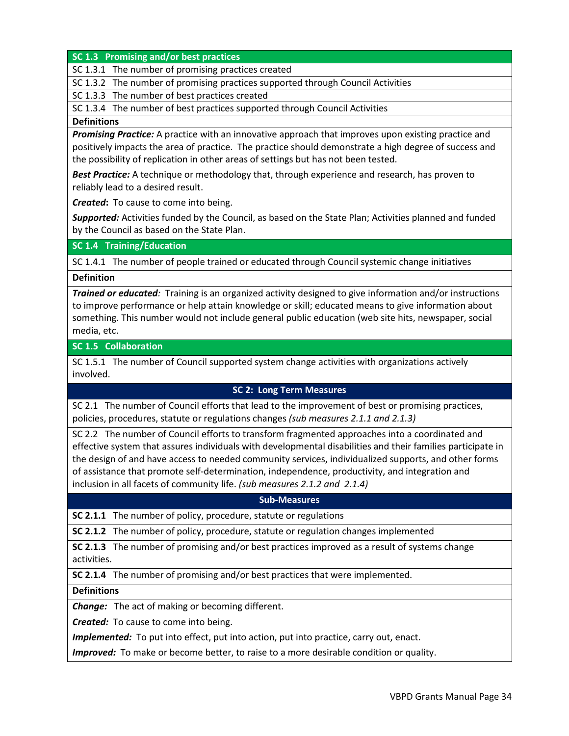### SC 1.3 Promising and/or best practices

SC 1.3.1 The number of promising practices created

SC 1.3.2 The number of promising practices supported through Council Activities

SC 1.3.3 The number of best practices created

SC 1.3.4 The number of best practices supported through Council Activities

**Definitions**

***Promising Practice:*** A practice with an innovative approach that improves upon existing practice and positively impacts the area of practice. The practice should demonstrate a high degree of success and the possibility of replication in other areas of settings but has not been tested.

***Best Practice:*** A technique or methodology that, through experience and research, has proven to reliably lead to a desired result.

***Created*****:** To cause to come into being.

***Supported:*** Activities funded by the Council, as based on the State Plan; Activities planned and funded by the Council as based on the State Plan.

### SC 1.4 Training/Education

SC 1.4.1 The number of people trained or educated through Council systemic change initiatives

**Definition**

***Trained or educated****:* Training is an organized activity designed to give information and/or instructions to improve performance or help attain knowledge or skill; educated means to give information about something. This number would not include general public education (web site hits, newspaper, social media, etc.

### SC 1.5 Collaboration

SC 1.5.1 The number of Council supported system change activities with organizations actively involved.

## SC 2: Long Term Measures

SC 2.1 The number of Council efforts that lead to the improvement of best or promising practices, policies, procedures, statute or regulations changes *(sub measures 2.1.1 and 2.1.3)*

SC 2.2 The number of Council efforts to transform fragmented approaches into a coordinated and effective system that assures individuals with developmental disabilities and their families participate in the design of and have access to needed community services, individualized supports, and other forms of assistance that promote self-determination, independence, productivity, and integration and inclusion in all facets of community life. *(sub measures 2.1.2 and 2.1.4)*

### Sub-Measures

**SC 2.1.1** The number of policy, procedure, statute or regulations

**SC 2.1.2** The number of policy, procedure, statute or regulation changes implemented

**SC 2.1.3** The number of promising and/or best practices improved as a result of systems change activities.

**SC 2.1.4** The number of promising and/or best practices that were implemented.

**Definitions**

***Change:*** The act of making or becoming different.

***Created:*** To cause to come into being.

***Implemented:*** To put into effect, put into action, put into practice, carry out, enact.

***Improved:*** To make or become better, to raise to a more desirable condition or quality.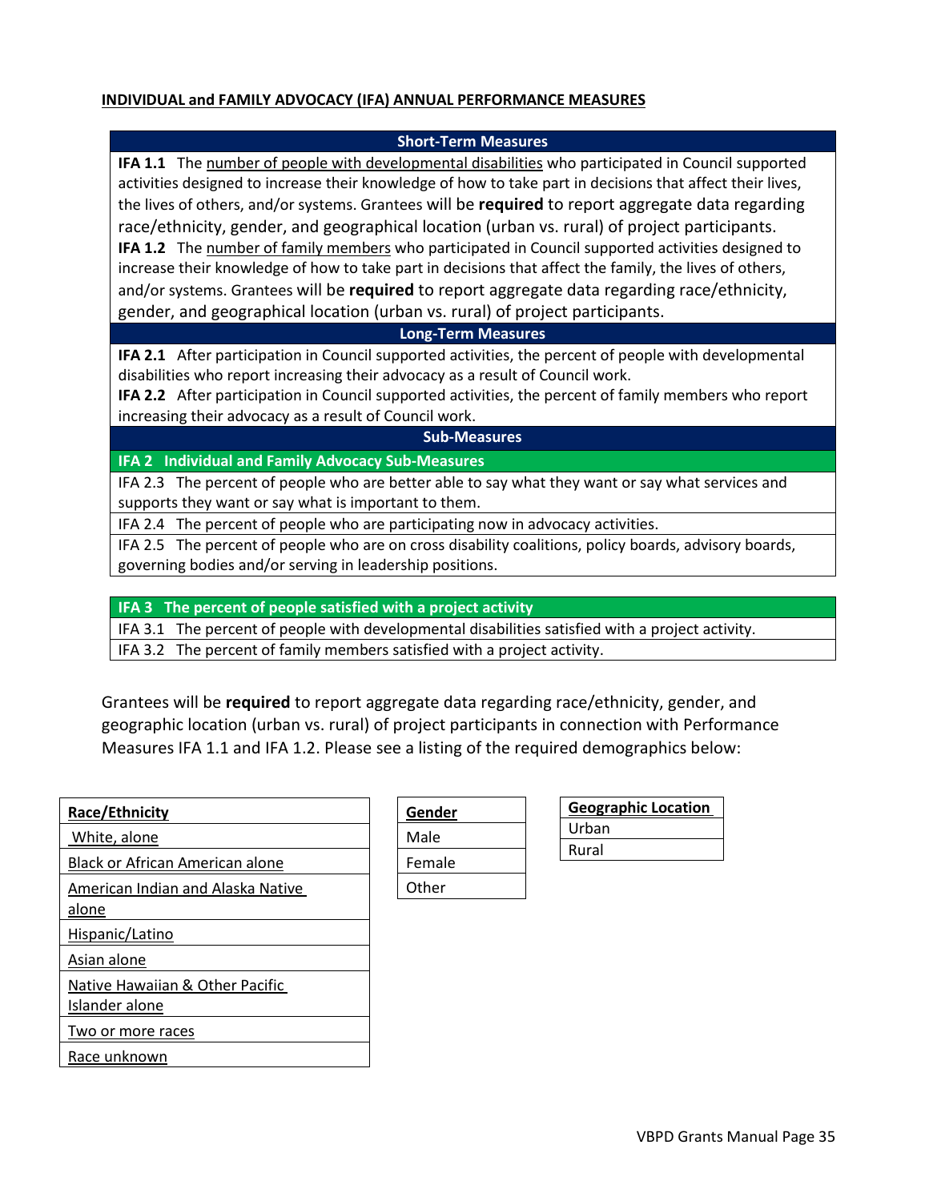**INDIVIDUAL and FAMILY ADVOCACY (IFA) ANNUAL PERFORMANCE MEASURES**

| **Short-Term Measures** |
|---|
| **IFA 1.1** The number of people with developmental disabilities who participated in Council supported activities designed to increase their knowledge of how to take part in decisions that affect their lives, the lives of others, and/or systems. Grantees will be **required** to report aggregate data regarding race/ethnicity, gender, and geographical location (urban vs. rural) of project participants. <br> **IFA 1.2** The number of family members who participated in Council supported activities designed to increase their knowledge of how to take part in decisions that affect the family, the lives of others, and/or systems. Grantees will be **required** to report aggregate data regarding race/ethnicity, gender, and geographical location (urban vs. rural) of project participants. |
| **Long-Term Measures** |
| **IFA 2.1** After participation in Council supported activities, the percent of people with developmental disabilities who report increasing their advocacy as a result of Council work. <br> **IFA 2.2** After participation in Council supported activities, the percent of family members who report increasing their advocacy as a result of Council work. |
| **Sub-Measures** |
| **IFA 2 Individual and Family Advocacy Sub-Measures** |
| IFA 2.3 The percent of people who are better able to say what they want or say what services and supports they want or say what is important to them. |
| IFA 2.4 The percent of people who are participating now in advocacy activities. |
| IFA 2.5 The percent of people who are on cross disability coalitions, policy boards, advisory boards, governing bodies and/or serving in leadership positions. |

| **IFA 3 The percent of people satisfied with a project activity** |
|---|
| IFA 3.1 The percent of people with developmental disabilities satisfied with a project activity. |
| IFA 3.2 The percent of family members satisfied with a project activity. |

Grantees will be **required** to report aggregate data regarding race/ethnicity, gender, and geographic location (urban vs. rural) of project participants in connection with Performance Measures IFA 1.1 and IFA 1.2. Please see a listing of the required demographics below:

| **Race/Ethnicity** |
|---|
| White, alone |
| Black or African American alone |
| American Indian and Alaska Native alone |
| Hispanic/Latino |
| Asian alone |
| Native Hawaiian & Other Pacific Islander alone |
| Two or more races |
| Race unknown |

| **Gender** |
|---|
| Male |
| Female |
| Other |

| **Geographic Location** |
|---|
| Urban |
| Rural |